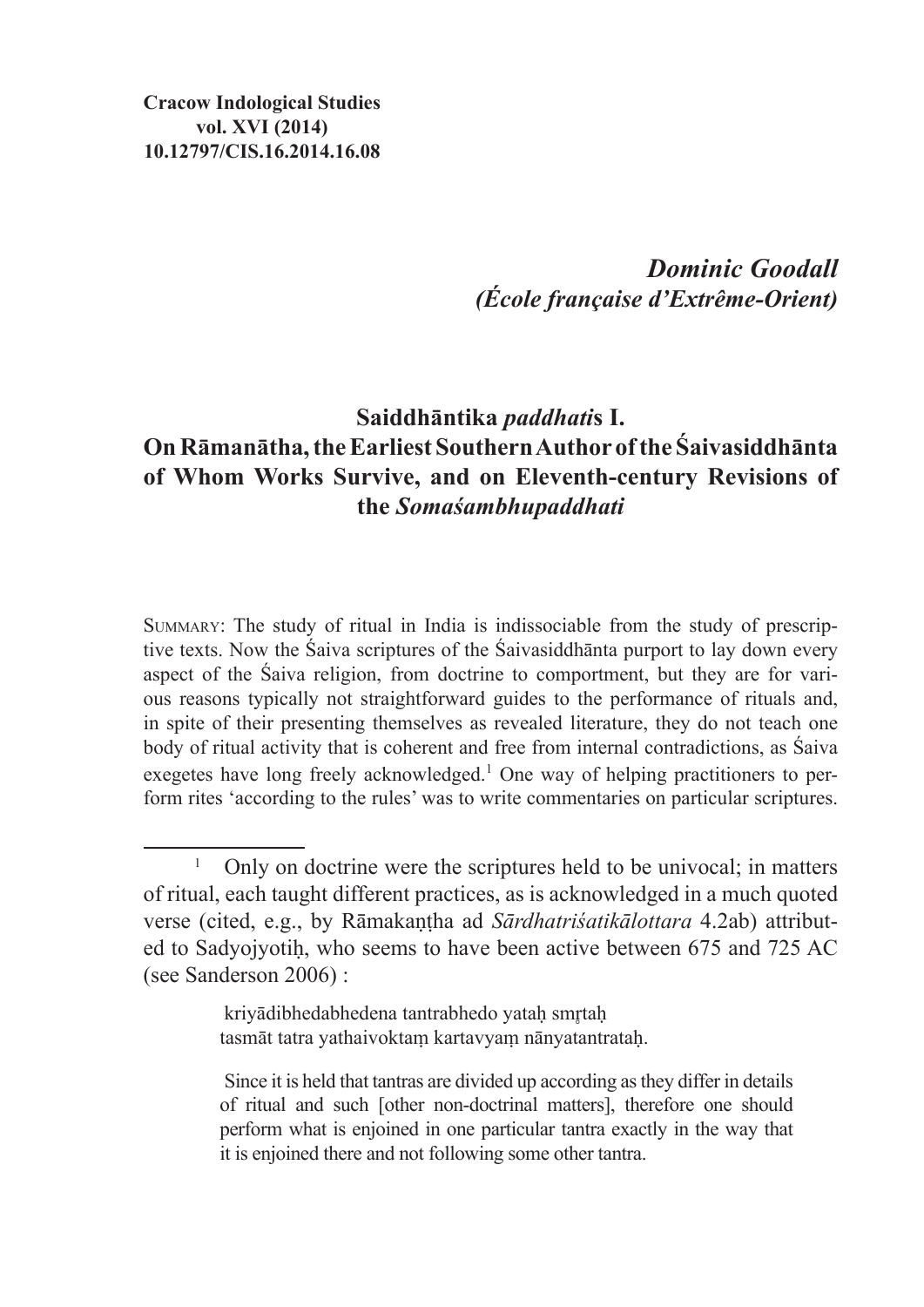**Cracow Indological Studies**
**vol. XVI (2014)**
**10.12797/CIS.16.2014.16.08**

***Dominic Goodall***
***(École française d'Extrême-Orient)***

# Saiddhāntika *paddhati*s I. On Rāmanātha, the Earliest Southern Author of the Śaivasiddhānta of Whom Works Survive, and on Eleventh-century Revisions of the *Somaśambhupaddhati*

SUMMARY: The study of ritual in India is indissociable from the study of prescriptive texts. Now the Śaiva scriptures of the Śaivasiddhānta purport to lay down every aspect of the Śaiva religion, from doctrine to comportment, but they are for various reasons typically not straightforward guides to the performance of rituals and, in spite of their presenting themselves as revealed literature, they do not teach one body of ritual activity that is coherent and free from internal contradictions, as Śaiva exegetes have long freely acknowledged.[1] One way of helping practitioners to perform rites 'according to the rules' was to write commentaries on particular scriptures.

---

[1] Only on doctrine were the scriptures held to be univocal; in matters of ritual, each taught different practices, as is acknowledged in a much quoted verse (cited, e.g., by Rāmakaṇṭha ad *Sārdhatriśatikālottara* 4.2ab) attributed to Sadyojyotiḥ, who seems to have been active between 675 and 725 AC (see Sanderson 2006) :

> kriyādibhedabhedena tantrabhedo yataḥ smṛtaḥ
> tasmāt tatra yathaivoktaṃ kartavyaṃ nānyatantrataḥ.
>
> Since it is held that tantras are divided up according as they differ in details of ritual and such [other non-doctrinal matters], therefore one should perform what is enjoined in one particular tantra exactly in the way that it is enjoined there and not following some other tantra.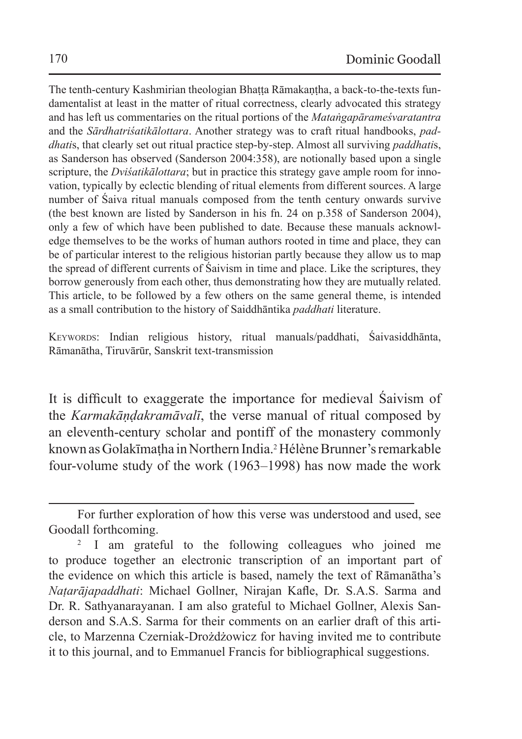The tenth-century Kashmirian theologian Bhaṭṭa Rāmakaṇṭha, a back-to-the-texts fundamentalist at least in the matter of ritual correctness, clearly advocated this strategy and has left us commentaries on the ritual portions of the *Mataṅgapārameśvaratantra* and the *Sārdhatriśatikālottara*. Another strategy was to craft ritual handbooks, *paddhati*s, that clearly set out ritual practice step-by-step. Almost all surviving *paddhati*s, as Sanderson has observed (Sanderson 2004:358), are notionally based upon a single scripture, the *Dviśatikālottara*; but in practice this strategy gave ample room for innovation, typically by eclectic blending of ritual elements from different sources. A large number of Śaiva ritual manuals composed from the tenth century onwards survive (the best known are listed by Sanderson in his fn. 24 on p.358 of Sanderson 2004), only a few of which have been published to date. Because these manuals acknowledge themselves to be the works of human authors rooted in time and place, they can be of particular interest to the religious historian partly because they allow us to map the spread of different currents of Śaivism in time and place. Like the scriptures, they borrow generously from each other, thus demonstrating how they are mutually related. This article, to be followed by a few others on the same general theme, is intended as a small contribution to the history of Saiddhāntika *paddhati* literature.

KEYWORDS: Indian religious history, ritual manuals/paddhati, Śaivasiddhānta, Rāmanātha, Tiruvārūr, Sanskrit text-transmission

It is difficult to exaggerate the importance for medieval Śaivism of the *Karmakāṇḍakramāvalī*, the verse manual of ritual composed by an eleventh-century scholar and pontiff of the monastery commonly known as Golakīmaṭha in Northern India.[2] Hélène Brunner's remarkable four-volume study of the work (1963–1998) has now made the work

---

For further exploration of how this verse was understood and used, see Goodall forthcoming.

[2] I am grateful to the following colleagues who joined me to produce together an electronic transcription of an important part of the evidence on which this article is based, namely the text of Rāmanātha's *Naṭarājapaddhati*: Michael Gollner, Nirajan Kafle, Dr. S.A.S. Sarma and Dr. R. Sathyanarayanan. I am also grateful to Michael Gollner, Alexis Sanderson and S.A.S. Sarma for their comments on an earlier draft of this article, to Marzenna Czerniak-Drożdżowicz for having invited me to contribute it to this journal, and to Emmanuel Francis for bibliographical suggestions.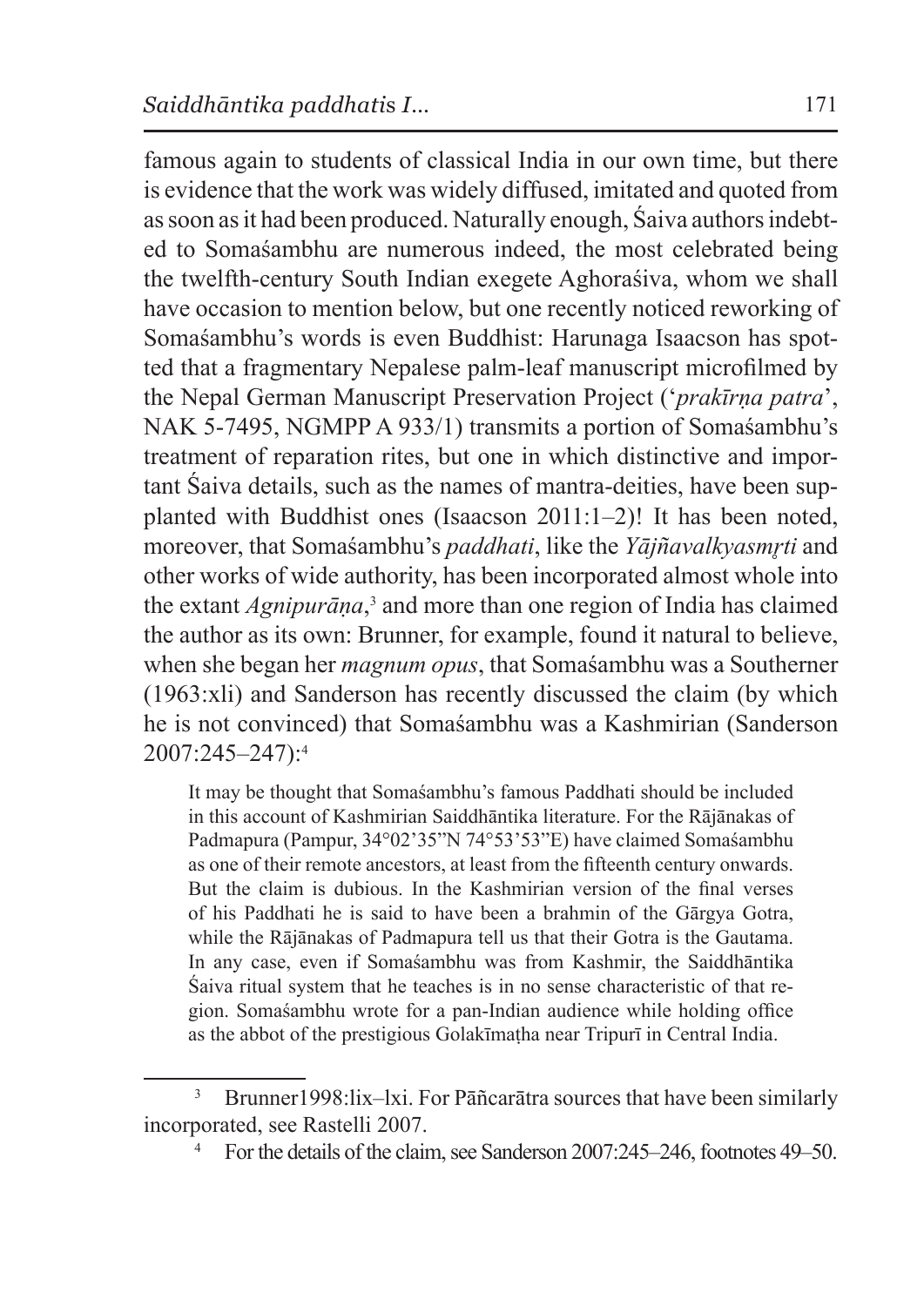famous again to students of classical India in our own time, but there is evidence that the work was widely diffused, imitated and quoted from as soon as it had been produced. Naturally enough, Śaiva authors indebted to Somaśambhu are numerous indeed, the most celebrated being the twelfth-century South Indian exegete Aghoraśiva, whom we shall have occasion to mention below, but one recently noticed reworking of Somaśambhu's words is even Buddhist: Harunaga Isaacson has spotted that a fragmentary Nepalese palm-leaf manuscript microfilmed by the Nepal German Manuscript Preservation Project ('*prakīrṇa patra*', NAK 5-7495, NGMPP A 933/1) transmits a portion of Somaśambhu's treatment of reparation rites, but one in which distinctive and important Śaiva details, such as the names of mantra-deities, have been supplanted with Buddhist ones (Isaacson 2011:1–2)! It has been noted, moreover, that Somaśambhu's *paddhati*, like the *Yājñavalkyasmṛti* and other works of wide authority, has been incorporated almost whole into the extant *Agnipurāṇa*,[3] and more than one region of India has claimed the author as its own: Brunner, for example, found it natural to believe, when she began her *magnum opus*, that Somaśambhu was a Southerner (1963:xli) and Sanderson has recently discussed the claim (by which he is not convinced) that Somaśambhu was a Kashmirian (Sanderson 2007:245–247):[4]

> It may be thought that Somaśambhu's famous Paddhati should be included in this account of Kashmirian Saiddhāntika literature. For the Rājānakas of Padmapura (Pampur, 34°02'35"N 74°53'53"E) have claimed Somaśambhu as one of their remote ancestors, at least from the fifteenth century onwards. But the claim is dubious. In the Kashmirian version of the final verses of his Paddhati he is said to have been a brahmin of the Gārgya Gotra, while the Rājānakas of Padmapura tell us that their Gotra is the Gautama. In any case, even if Somaśambhu was from Kashmir, the Saiddhāntika Śaiva ritual system that he teaches is in no sense characteristic of that region. Somaśambhu wrote for a pan-Indian audience while holding office as the abbot of the prestigious Golakīmaṭha near Tripurī in Central India.

---

[3] Brunner1998:lix–lxi. For Pāñcarātra sources that have been similarly incorporated, see Rastelli 2007.

[4] For the details of the claim, see Sanderson 2007:245–246, footnotes 49–50.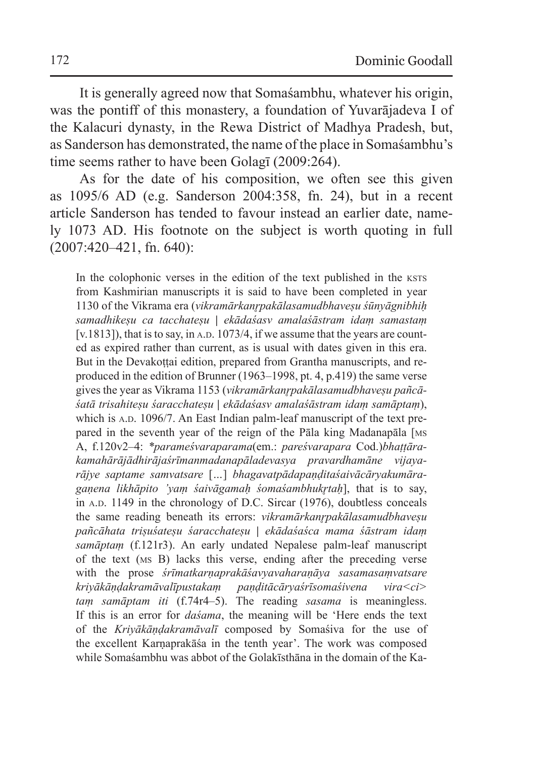It is generally agreed now that Somaśambhu, whatever his origin, was the pontiff of this monastery, a foundation of Yuvarājadeva I of the Kalacuri dynasty, in the Rewa District of Madhya Pradesh, but, as Sanderson has demonstrated, the name of the place in Somaśambhu's time seems rather to have been Golagī (2009:264).

As for the date of his composition, we often see this given as 1095/6 AD (e.g. Sanderson 2004:358, fn. 24), but in a recent article Sanderson has tended to favour instead an earlier date, namely 1073 AD. His footnote on the subject is worth quoting in full (2007:420–421, fn. 640):

> In the colophonic verses in the edition of the text published in the KSTS from Kashmirian manuscripts it is said to have been completed in year 1130 of the Vikrama era (*vikramārkanṛpakālasamudbhaveṣu śūnyāgnibhiḥ samadhikeṣu ca tacchateṣu | ekādaśasv amalaśāstram idaṃ samastaṃ* [v.1813]), that is to say, in A.D. 1073/4, if we assume that the years are counted as expired rather than current, as is usual with dates given in this era. But in the Devakoṭṭai edition, prepared from Grantha manuscripts, and reproduced in the edition of Brunner (1963–1998, pt. 4, p.419) the same verse gives the year as Vikrama 1153 (*vikramārkanṛpakālasamudbhaveṣu pañcāśatā trisahiteṣu śaracchateṣu | ekādaśasv amalaśāstram idaṃ samāptaṃ*), which is A.D. 1096/7. An East Indian palm-leaf manuscript of the text prepared in the seventh year of the reign of the Pāla king Madanapāla [MS A, f.120v2–4: *\*parameśvaraparama*(em.: *pareśvarapara* Cod.)*bhaṭṭārakamahārājādhirājaśrīmanmadanapāladevasya pravardhamāne vijayarājye saptame saṃvatsare* [...] *bhagavatpādapaṇḍitaśaivācāryakumāragaṇena likhāpito 'yaṃ śaivāgamaḥ śomaśambhukṛtaḥ*], that is to say, in A.D. 1149 in the chronology of D.C. Sircar (1976), doubtless conceals the same reading beneath its errors: *vikramārkanṛpakālasamudbhaveṣu pañcāhata triṣuśateṣu śaracchateṣu | ekādaśaśca mama śāstram idaṃ samāptaṃ* (f.121r3). An early undated Nepalese palm-leaf manuscript of the text (MS B) lacks this verse, ending after the preceding verse with the prose *śrīmatkarṇaprakāśavyavaharaṇāya sasamasaṃvatsare kriyākāṇḍakramāvalīpustakaṃ paṇḍitācāryaśrīsomaśivena vira<ci>taṃ samāptam iti* (f.74r4–5). The reading *sasama* is meaningless. If this is an error for *daśama*, the meaning will be 'Here ends the text of the *Kriyākāṇḍakramāvalī* composed by Somaśiva for the use of the excellent Karṇaprakāśa in the tenth year'. The work was composed while Somaśambhu was abbot of the Golakīsthāna in the domain of the Ka-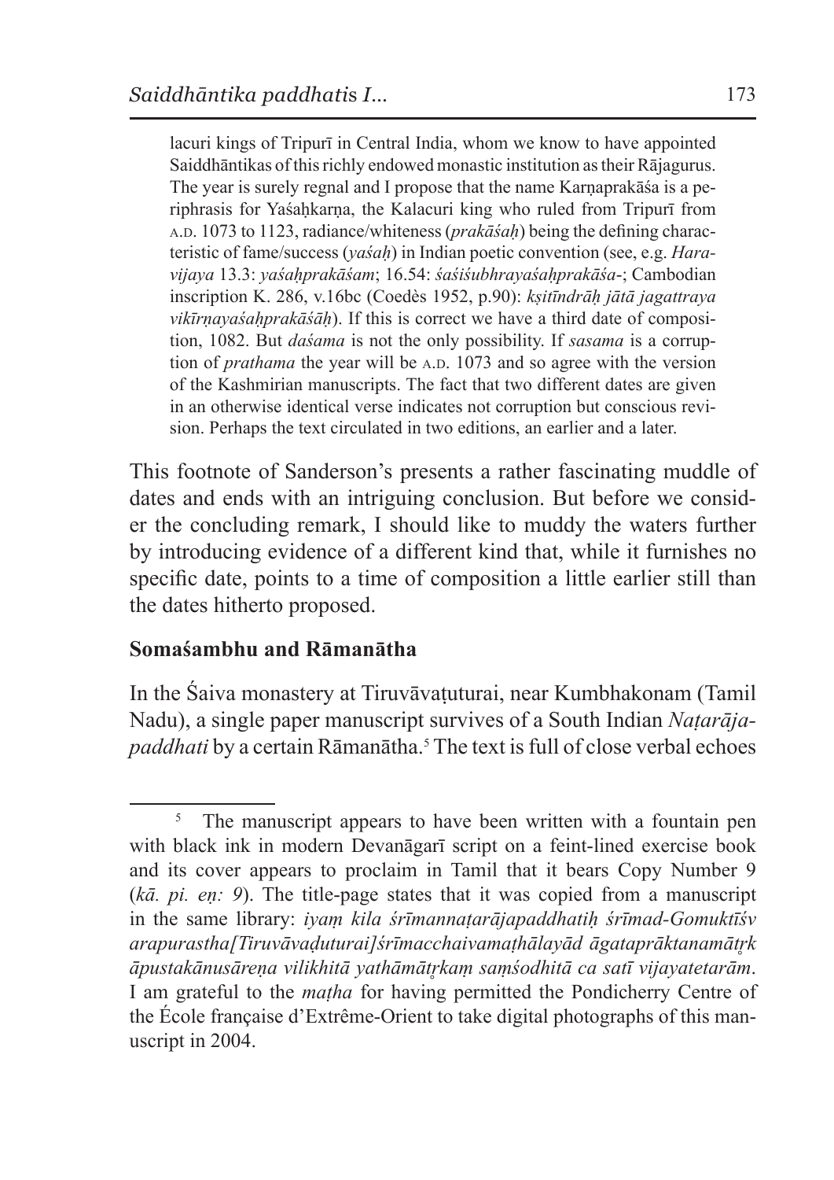lacuri kings of Tripurī in Central India, whom we know to have appointed Saiddhāntikas of this richly endowed monastic institution as their Rājagurus. The year is surely regnal and I propose that the name Karṇaprakāśa is a periphrasis for Yaśaḥkarṇa, the Kalacuri king who ruled from Tripurī from A.D. 1073 to 1123, radiance/whiteness (*prakāśaḥ*) being the defining characteristic of fame/success (*yaśaḥ*) in Indian poetic convention (see, e.g. *Haravijaya* 13.3: *yaśaḥprakāśam*; 16.54: *śaśiśubhrayaśaḥprakāśa*-; Cambodian inscription K. 286, v.16bc (Coedès 1952, p.90): *kṣitīndrāḥ jātā jagattraya vikīrṇayaśaḥprakāśāḥ*). If this is correct we have a third date of composition, 1082. But *daśama* is not the only possibility. If *sasama* is a corruption of *prathama* the year will be A.D. 1073 and so agree with the version of the Kashmirian manuscripts. The fact that two different dates are given in an otherwise identical verse indicates not corruption but conscious revision. Perhaps the text circulated in two editions, an earlier and a later.

This footnote of Sanderson's presents a rather fascinating muddle of dates and ends with an intriguing conclusion. But before we consider the concluding remark, I should like to muddy the waters further by introducing evidence of a different kind that, while it furnishes no specific date, points to a time of composition a little earlier still than the dates hitherto proposed.

## Somaśambhu and Rāmanātha

In the Śaiva monastery at Tiruvāvaṭuturai, near Kumbhakonam (Tamil Nadu), a single paper manuscript survives of a South Indian *Naṭarājapaddhati* by a certain Rāmanātha.[5] The text is full of close verbal echoes

[5] The manuscript appears to have been written with a fountain pen with black ink in modern Devanāgarī script on a feint-lined exercise book and its cover appears to proclaim in Tamil that it bears Copy Number 9 (*kā. pi. eṇ: 9*). The title-page states that it was copied from a manuscript in the same library: *iyaṃ kila śrīmannaṭarājapaddhatiḥ śrīmad-Gomuktīśvarapurastha[Tiruvāvaḍuturai]śrīmacchaivamaṭhālayād āgataprāktanamātṛkāpustakānusāreṇa vilikhitā yathāmātṛkaṃ saṃśodhitā ca satī vijayatetarām*. I am grateful to the *maṭha* for having permitted the Pondicherry Centre of the École française d'Extrême-Orient to take digital photographs of this manuscript in 2004.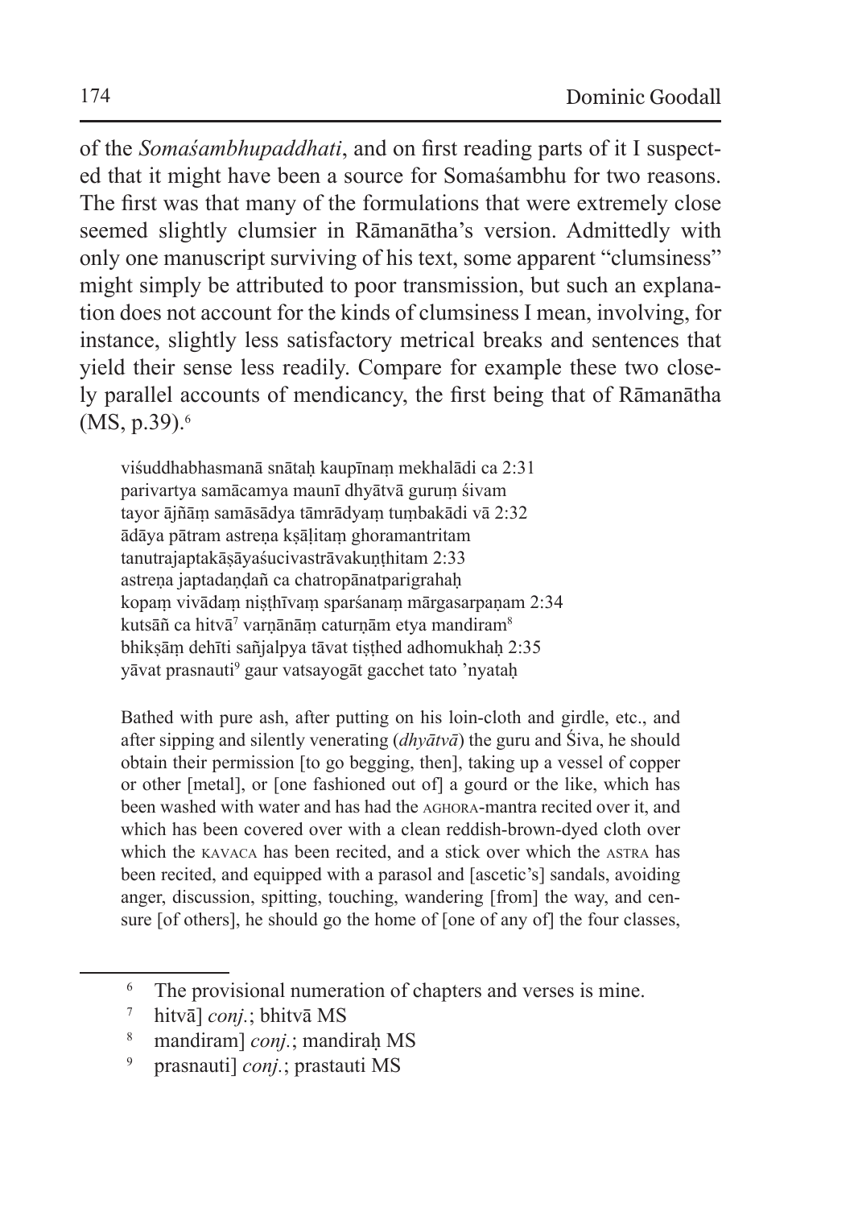of the *Somaśambhupaddhati*, and on first reading parts of it I suspected that it might have been a source for Somaśambhu for two reasons. The first was that many of the formulations that were extremely close seemed slightly clumsier in Rāmanātha's version. Admittedly with only one manuscript surviving of his text, some apparent "clumsiness" might simply be attributed to poor transmission, but such an explanation does not account for the kinds of clumsiness I mean, involving, for instance, slightly less satisfactory metrical breaks and sentences that yield their sense less readily. Compare for example these two closely parallel accounts of mendicancy, the first being that of Rāmanātha (MS, p.39).[6]

> viśuddhabhasmanā snātaḥ kaupīnaṃ mekhalādi ca 2:31
> parivartya samācamya maunī dhyātvā guruṃ śivam
> tayor ājñāṃ samāsādya tāmrādyaṃ tuṃbakādi vā 2:32
> ādāya pātram astreṇa kṣāḷitaṃ ghoramantritam
> tanutrajaptakāṣāyaśucivastrāvakuṇṭhitam 2:33
> astreṇa japtadaṇḍañ ca chatropānatparigrahaḥ
> kopaṃ vivādaṃ niṣṭhīvaṃ sparśanaṃ mārgasarpaṇam 2:34
> kutsāñ ca hitvā[7] varṇānāṃ caturṇām etya mandiram[8]
> bhikṣāṃ dehīti sañjalpya tāvat tiṣṭhed adhomukhaḥ 2:35
> yāvat prasnauti[9] gaur vatsayogāt gacchet tato 'nyataḥ

Bathed with pure ash, after putting on his loin-cloth and girdle, etc., and after sipping and silently venerating (*dhyātvā*) the guru and Śiva, he should obtain their permission [to go begging, then], taking up a vessel of copper or other [metal], or [one fashioned out of] a gourd or the like, which has been washed with water and has had the AGHORA-mantra recited over it, and which has been covered over with a clean reddish-brown-dyed cloth over which the KAVACA has been recited, and a stick over which the ASTRA has been recited, and equipped with a parasol and [ascetic's] sandals, avoiding anger, discussion, spitting, touching, wandering [from] the way, and censure [of others], he should go the home of [one of any of] the four classes,

---

[6] The provisional numeration of chapters and verses is mine.

[7] hitvā] *conj.*; bhitvā MS

[8] mandiram] *conj.*; mandiraḥ MS

[9] prasnauti] *conj.*; prastauti MS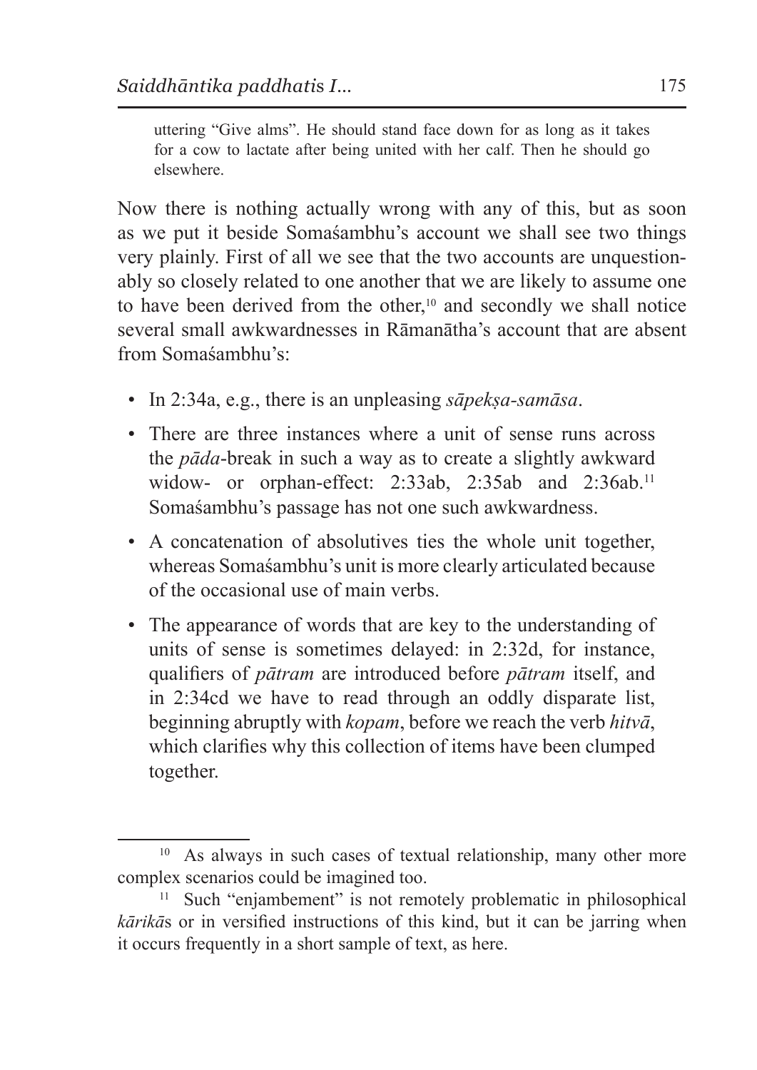> uttering "Give alms". He should stand face down for as long as it takes for a cow to lactate after being united with her calf. Then he should go elsewhere.

Now there is nothing actually wrong with any of this, but as soon as we put it beside Somaśambhu's account we shall see two things very plainly. First of all we see that the two accounts are unquestionably so closely related to one another that we are likely to assume one to have been derived from the other,[10] and secondly we shall notice several small awkwardnesses in Rāmanātha's account that are absent from Somaśambhu's:

- In 2:34a, e.g., there is an unpleasing *sāpekṣa-samāsa*.
- There are three instances where a unit of sense runs across the *pāda*-break in such a way as to create a slightly awkward widow- or orphan-effect: 2:33ab, 2:35ab and 2:36ab.[11] Somaśambhu's passage has not one such awkwardness.
- A concatenation of absolutives ties the whole unit together, whereas Somaśambhu's unit is more clearly articulated because of the occasional use of main verbs.
- The appearance of words that are key to the understanding of units of sense is sometimes delayed: in 2:32d, for instance, qualifiers of *pātram* are introduced before *pātram* itself, and in 2:34cd we have to read through an oddly disparate list, beginning abruptly with *kopam*, before we reach the verb *hitvā*, which clarifies why this collection of items have been clumped together.

---

[10] As always in such cases of textual relationship, many other more complex scenarios could be imagined too.

[11] Such "enjambement" is not remotely problematic in philosophical *kārikā*s or in versified instructions of this kind, but it can be jarring when it occurs frequently in a short sample of text, as here.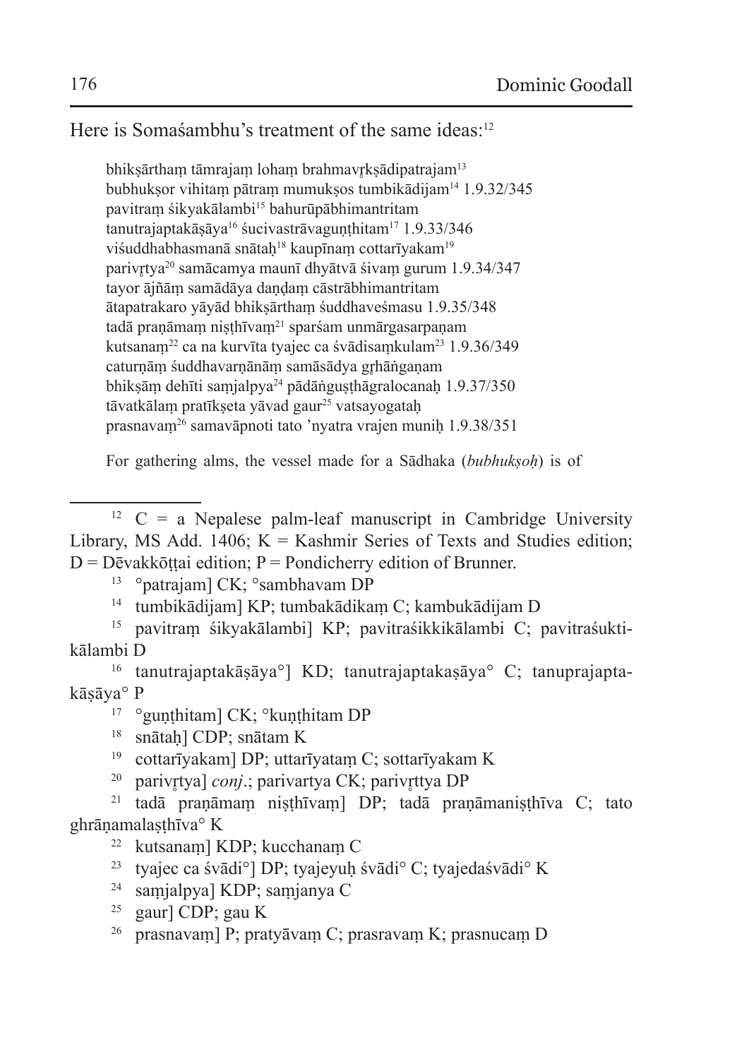Here is Somaśambhu's treatment of the same ideas:[12]

bhikṣārthaṃ tāmrajaṃ lohaṃ brahmavṛkṣādipatrajam[13]
bubhukṣor vihitaṃ pātraṃ mumukṣos tumbikādijam[14] 1.9.32/345
pavitraṃ śikyakālambi[15] bahurūpābhimantritam
tanutrajaptakāṣāya[16] śucivastrāvaguṇṭhitam[17] 1.9.33/346
viśuddhabhasmanā snātaḥ[18] kaupīnaṃ cottarīyakam[19]
parivṛtya[20] samācamya maunī dhyātvā śivaṃ gurum 1.9.34/347
tayor ājñāṃ samādāya daṇḍaṃ cāstrābhimantritam
ātapatrakaro yāyād bhikṣārthaṃ śuddhaveśmasu 1.9.35/348
tadā praṇāmaṃ niṣṭhīvaṃ[21] sparśam unmārgasarpaṇam
kutsanaṃ[22] ca na kurvīta tyajec ca śvādisaṃkulam[23] 1.9.36/349
caturṇāṃ śuddhavarṇānāṃ samāsādya gṛhāṅgaṇam
bhikṣāṃ dehīti saṃjalpya[24] pādāṅguṣṭhāgralocanaḥ 1.9.37/350
tāvatkālaṃ pratīkṣeta yāvad gaur[25] vatsayogataḥ
prasnavaṃ[26] samavāpnoti tato 'nyatra vrajen muniḥ 1.9.38/351

For gathering alms, the vessel made for a Sādhaka (*bubhukṣoḥ*) is of

---

[12] C = a Nepalese palm-leaf manuscript in Cambridge University Library, MS Add. 1406; K = Kashmir Series of Texts and Studies edition; D = Dēvakkōṭṭai edition; P = Pondicherry edition of Brunner.

[13] °patrajam] CK; °sambhavam DP

[14] tumbikādijam] KP; tumbakādikaṃ C; kambukādijam D

[15] pavitraṃ śikyakālambi] KP; pavitraśikkikālambi C; pavitraśuktikālambi D

[16] tanutrajaptakāṣāya°] KD; tanutrajaptakaṣāya° C; tanuprajaptakāṣāya° P

[17] °guṇṭhitam] CK; °kuṇṭhitam DP

[18] snātaḥ] CDP; snātam K

[19] cottarīyakam] DP; uttarīyataṃ C; sottarīyakam K

[20] parivṛtya] *conj*.; parivartya CK; parivṛttya DP

[21] tadā praṇāmaṃ niṣṭhīvaṃ] DP; tadā praṇāmaniṣṭhīva C; tato ghrāṇamalaṣṭhīva° K

[22] kutsanaṃ] KDP; kucchanaṃ C

[23] tyajec ca śvādi°] DP; tyajeyuḥ śvādi° C; tyajedaśvādi° K

[24] saṃjalpya] KDP; saṃjanya C

[25] gaur] CDP; gau K

[26] prasnavaṃ] P; pratyāvaṃ C; prasravaṃ K; prasnucaṃ D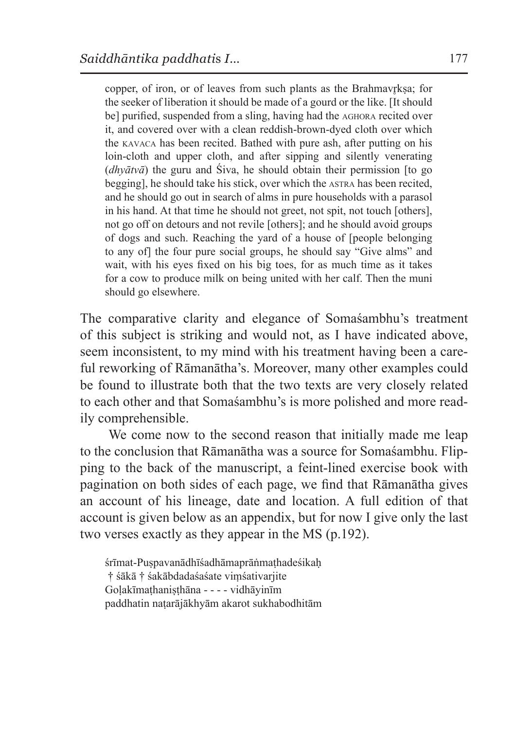> copper, of iron, or of leaves from such plants as the Brahmavṛkṣa; for the seeker of liberation it should be made of a gourd or the like. [It should be] purified, suspended from a sling, having had the AGHORA recited over it, and covered over with a clean reddish-brown-dyed cloth over which the KAVACA has been recited. Bathed with pure ash, after putting on his loin-cloth and upper cloth, and after sipping and silently venerating (*dhyātvā*) the guru and Śiva, he should obtain their permission [to go begging], he should take his stick, over which the ASTRA has been recited, and he should go out in search of alms in pure households with a parasol in his hand. At that time he should not greet, not spit, not touch [others], not go off on detours and not revile [others]; and he should avoid groups of dogs and such. Reaching the yard of a house of [people belonging to any of] the four pure social groups, he should say "Give alms" and wait, with his eyes fixed on his big toes, for as much time as it takes for a cow to produce milk on being united with her calf. Then the muni should go elsewhere.

The comparative clarity and elegance of Somaśambhu's treatment of this subject is striking and would not, as I have indicated above, seem inconsistent, to my mind with his treatment having been a careful reworking of Rāmanātha's. Moreover, many other examples could be found to illustrate both that the two texts are very closely related to each other and that Somaśambhu's is more polished and more readily comprehensible.

We come now to the second reason that initially made me leap to the conclusion that Rāmanātha was a source for Somaśambhu. Flipping to the back of the manuscript, a feint-lined exercise book with pagination on both sides of each page, we find that Rāmanātha gives an account of his lineage, date and location. A full edition of that account is given below as an appendix, but for now I give only the last two verses exactly as they appear in the MS (p.192).

> śrīmat-Puṣpavanādhīśadhāmaprāṅmaṭhadeśikaḥ
> † śākā † śakābdadaśaśate viṃśativarjite
> Goḷakīmaṭhaniṣṭhāna - - - - vidhāyinīm
> paddhatin naṭarājākhyām akarot sukhabodhitām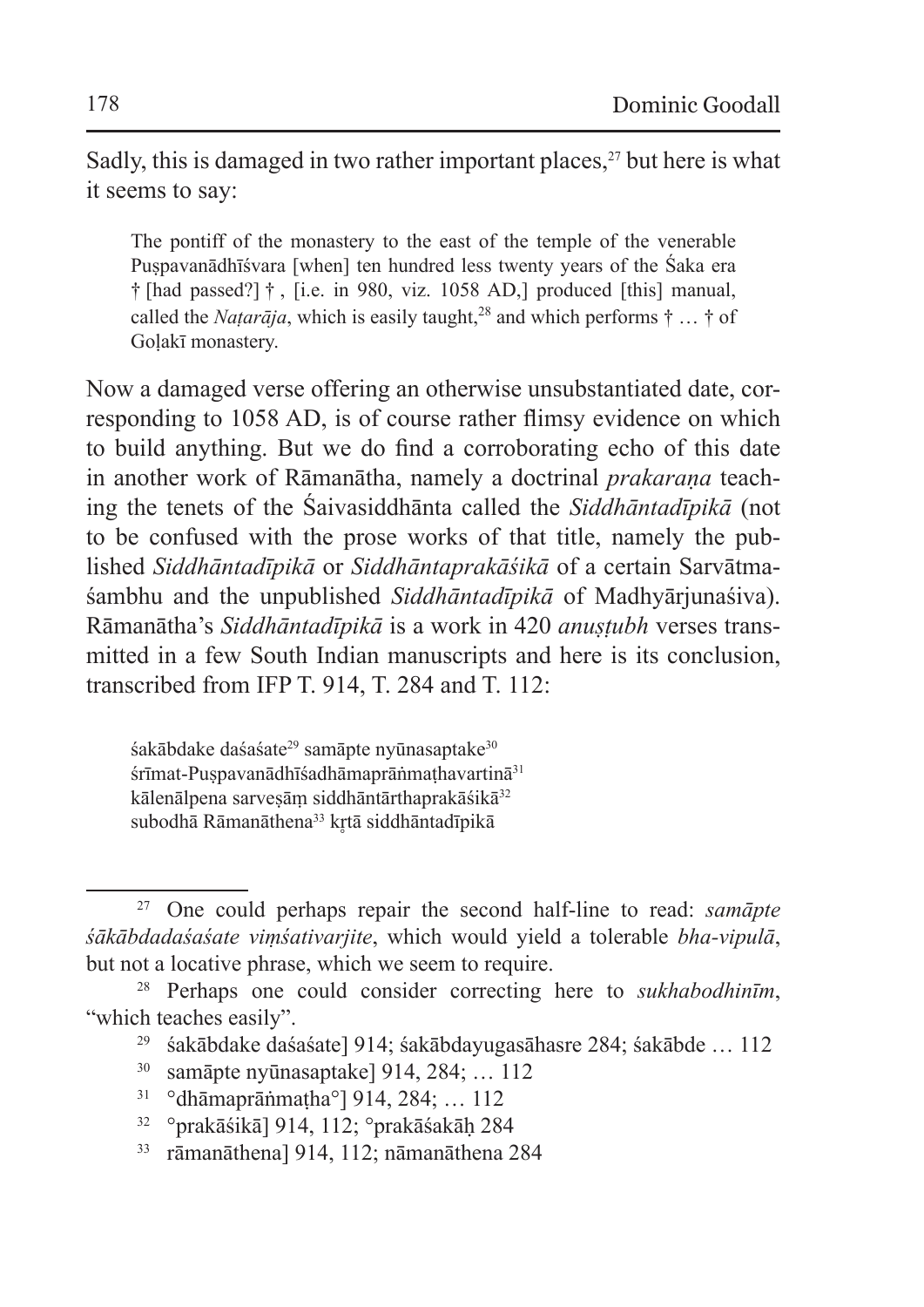Sadly, this is damaged in two rather important places,[27] but here is what it seems to say:

> The pontiff of the monastery to the east of the temple of the venerable Puṣpavanādhīśvara [when] ten hundred less twenty years of the Śaka era † [had passed?] † , [i.e. in 980, viz. 1058 AD,] produced [this] manual, called the *Naṭarāja*, which is easily taught,[28] and which performs † … † of Goḷakī monastery.

Now a damaged verse offering an otherwise unsubstantiated date, corresponding to 1058 AD, is of course rather flimsy evidence on which to build anything. But we do find a corroborating echo of this date in another work of Rāmanātha, namely a doctrinal *prakaraṇa* teaching the tenets of the Śaivasiddhānta called the *Siddhāntadīpikā* (not to be confused with the prose works of that title, namely the published *Siddhāntadīpikā* or *Siddhāntaprakāśikā* of a certain Sarvātmaśambhu and the unpublished *Siddhāntadīpikā* of Madhyārjunaśiva). Rāmanātha's *Siddhāntadīpikā* is a work in 420 *anuṣṭubh* verses transmitted in a few South Indian manuscripts and here is its conclusion, transcribed from IFP T. 914, T. 284 and T. 112:

> śakābdake daśaśate[29] samāpte nyūnasaptake[30]
> śrīmat-Puṣpavanādhīśadhāmaprāṅmaṭhavartinā[31]
> kālenālpena sarveṣāṃ siddhāntārthaprakāśikā[32]
> subodhā Rāmanāthena[33] kṛtā siddhāntadīpikā

---

[27] One could perhaps repair the second half-line to read: *samāpte śākābdadaśaśate viṃśativarjite*, which would yield a tolerable *bha-vipulā*, but not a locative phrase, which we seem to require.

[28] Perhaps one could consider correcting here to *sukhabodhinīm*, "which teaches easily".

[29] śakābdake daśaśate] 914; śakābdayugasāhasre 284; śakābde … 112

[30] samāpte nyūnasaptake] 914, 284; … 112

[31] °dhāmaprāṅmaṭha°] 914, 284; … 112

[32] °prakāśikā] 914, 112; °prakāśakāḥ 284

[33] rāmanāthena] 914, 112; nāmanāthena 284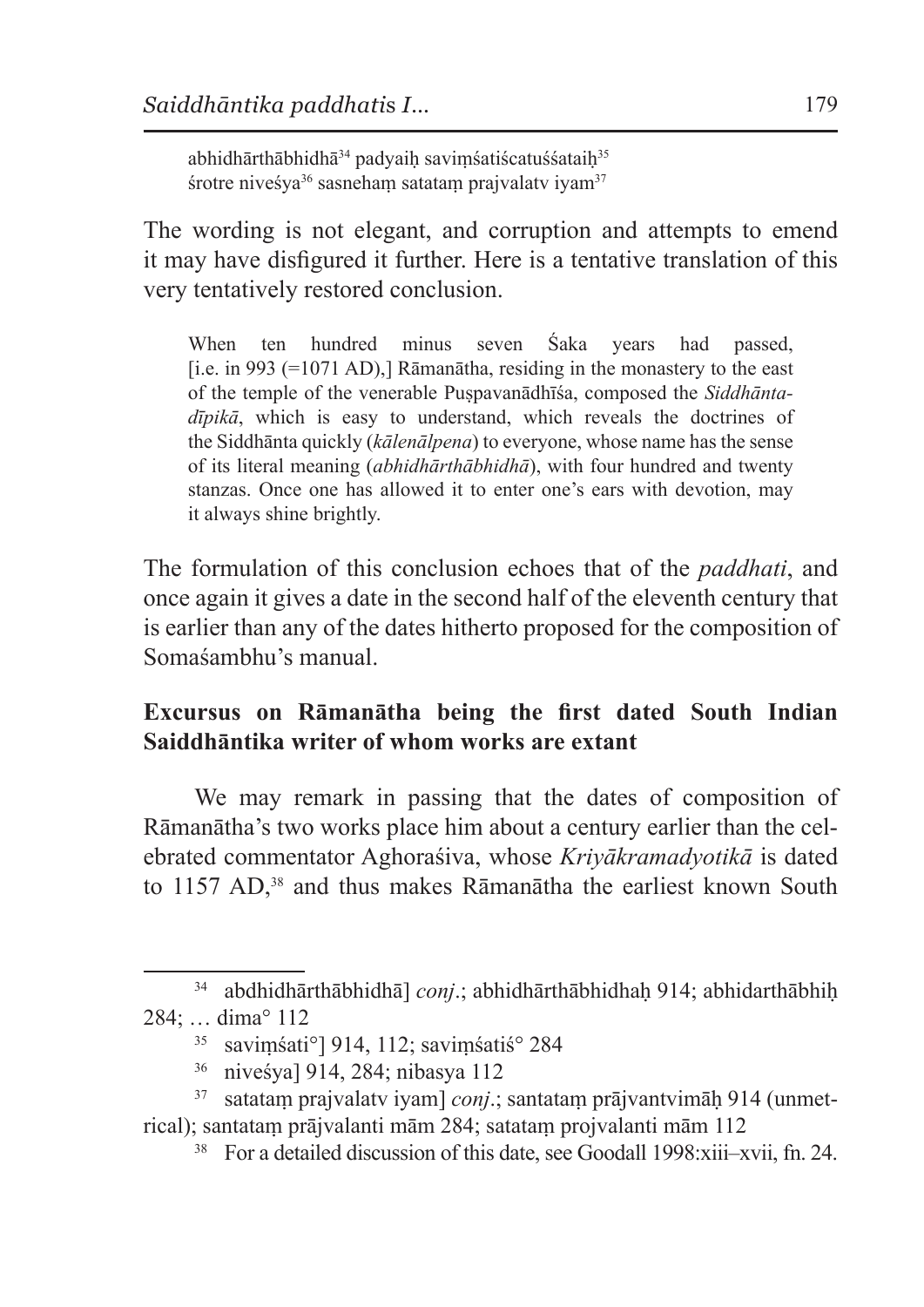abhidhārthābhidhā[34] padyaiḥ saviṃśatiścatuśśataiḥ[35]
śrotre niveśya[36] sasnehaṃ satataṃ prajvalatv iyam[37]

The wording is not elegant, and corruption and attempts to emend it may have disfigured it further. Here is a tentative translation of this very tentatively restored conclusion.

> When ten hundred minus seven Śaka years had passed, [i.e. in 993 (=1071 AD),] Rāmanātha, residing in the monastery to the east of the temple of the venerable Puṣpavanādhīśa, composed the *Siddhānta-dīpikā*, which is easy to understand, which reveals the doctrines of the Siddhānta quickly (*kālenālpena*) to everyone, whose name has the sense of its literal meaning (*abhidhārthābhidhā*), with four hundred and twenty stanzas. Once one has allowed it to enter one's ears with devotion, may it always shine brightly.

The formulation of this conclusion echoes that of the *paddhati*, and once again it gives a date in the second half of the eleventh century that is earlier than any of the dates hitherto proposed for the composition of Somaśambhu's manual.

### Excursus on Rāmanātha being the first dated South Indian Saiddhāntika writer of whom works are extant

We may remark in passing that the dates of composition of Rāmanātha's two works place him about a century earlier than the celebrated commentator Aghoraśiva, whose *Kriyākramadyotikā* is dated to 1157 AD,[38] and thus makes Rāmanātha the earliest known South

---

[34] abdhidhārthābhidhā] *conj*.; abhidhārthābhidhaḥ 914; abhidarthābhiḥ 284; … dima° 112

[35] saviṃśati°] 914, 112; saviṃśatiś° 284

[36] niveśya] 914, 284; nibasya 112

[37] satataṃ prajvalatv iyam] *conj*.; santataṃ prājvantvimāḥ 914 (unmetrical); santataṃ prājvalanti mām 284; satataṃ projvalanti mām 112

[38] For a detailed discussion of this date, see Goodall 1998:xiii–xvii, fn. 24.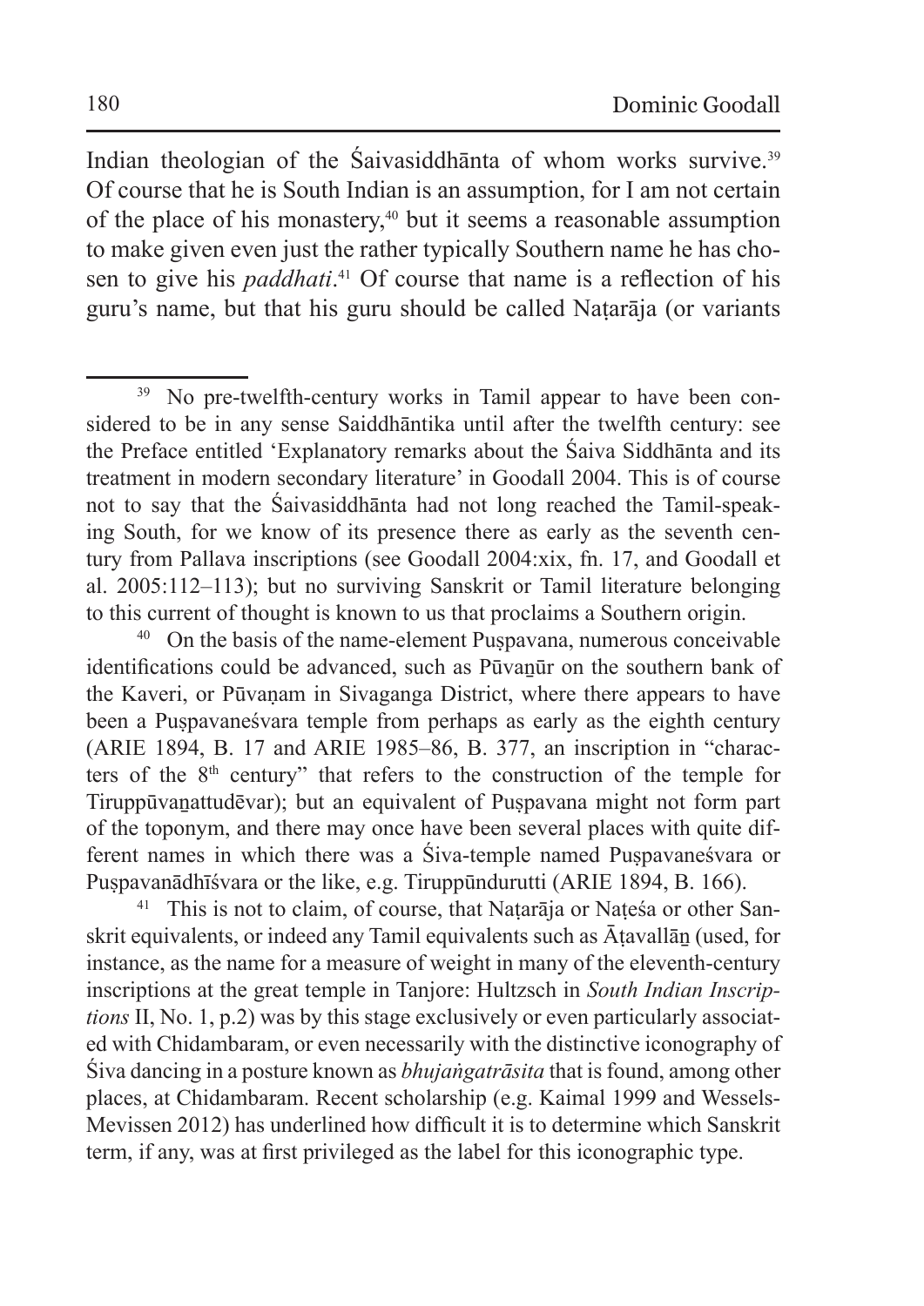Indian theologian of the Śaivasiddhānta of whom works survive.[39] Of course that he is South Indian is an assumption, for I am not certain of the place of his monastery,[40] but it seems a reasonable assumption to make given even just the rather typically Southern name he has chosen to give his *paddhati*.[41] Of course that name is a reflection of his guru's name, but that his guru should be called Naṭarāja (or variants

---

[39] No pre-twelfth-century works in Tamil appear to have been considered to be in any sense Saiddhāntika until after the twelfth century: see the Preface entitled 'Explanatory remarks about the Śaiva Siddhānta and its treatment in modern secondary literature' in Goodall 2004. This is of course not to say that the Śaivasiddhānta had not long reached the Tamil-speaking South, for we know of its presence there as early as the seventh century from Pallava inscriptions (see Goodall 2004:xix, fn. 17, and Goodall et al. 2005:112–113); but no surviving Sanskrit or Tamil literature belonging to this current of thought is known to us that proclaims a Southern origin.

[40] On the basis of the name-element Puṣpavana, numerous conceivable identifications could be advanced, such as Pūvaṉūr on the southern bank of the Kaveri, or Pūvaṇam in Sivaganga District, where there appears to have been a Puṣpavaneśvara temple from perhaps as early as the eighth century (ARIE 1894, B. 17 and ARIE 1985–86, B. 377, an inscription in "characters of the 8th century" that refers to the construction of the temple for Tiruppūvaṉattudēvar); but an equivalent of Puṣpavana might not form part of the toponym, and there may once have been several places with quite different names in which there was a Śiva-temple named Puṣpavaneśvara or Puṣpavanādhīśvara or the like, e.g. Tiruppūndurutti (ARIE 1894, B. 166).

[41] This is not to claim, of course, that Naṭarāja or Naṭeśa or other Sanskrit equivalents, or indeed any Tamil equivalents such as Āṭavallāṉ (used, for instance, as the name for a measure of weight in many of the eleventh-century inscriptions at the great temple in Tanjore: Hultzsch in *South Indian Inscriptions* II, No. 1, p.2) was by this stage exclusively or even particularly associated with Chidambaram, or even necessarily with the distinctive iconography of Śiva dancing in a posture known as *bhujaṅgatrāsita* that is found, among other places, at Chidambaram. Recent scholarship (e.g. Kaimal 1999 and Wessels-Mevissen 2012) has underlined how difficult it is to determine which Sanskrit term, if any, was at first privileged as the label for this iconographic type.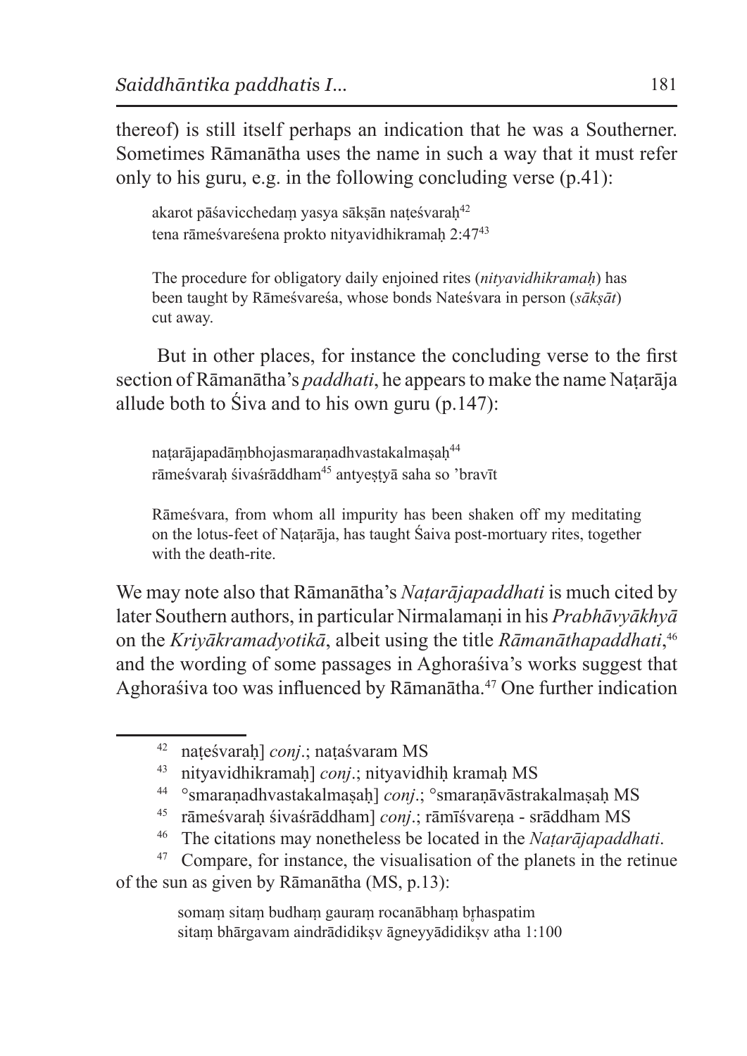thereof) is still itself perhaps an indication that he was a Southerner. Sometimes Rāmanātha uses the name in such a way that it must refer only to his guru, e.g. in the following concluding verse (p.41):

> akarot pāśavicchedaṃ yasya sākṣān naṭeśvaraḥ[42]
> tena rāmeśvareśena prokto nityavidhikramaḥ 2:47[43]
>
> The procedure for obligatory daily enjoined rites (*nityavidhikramaḥ*) has been taught by Rāmeśvareśa, whose bonds Nateśvara in person (*sākṣāt*) cut away.

But in other places, for instance the concluding verse to the first section of Rāmanātha's *paddhati*, he appears to make the name Naṭarāja allude both to Śiva and to his own guru (p.147):

> naṭarājapadāṃbhojasmaraṇadhvastakalmaṣaḥ[44]
> rāmeśvaraḥ śivaśrāddham[45] antyeṣṭyā saha so 'bravīt
>
> Rāmeśvara, from whom all impurity has been shaken off my meditating on the lotus-feet of Naṭarāja, has taught Śaiva post-mortuary rites, together with the death-rite.

We may note also that Rāmanātha's *Naṭarājapaddhati* is much cited by later Southern authors, in particular Nirmalamaṇi in his *Prabhāvyākhyā* on the *Kriyākramadyotikā*, albeit using the title *Rāmanāthapaddhati*,[46] and the wording of some passages in Aghoraśiva's works suggest that Aghoraśiva too was influenced by Rāmanātha.[47] One further indication

---

42 naṭeśvaraḥ] *conj*.; naṭaśvaram MS

43 nityavidhikramaḥ] *conj*.; nityavidhiḥ kramaḥ MS

44 °smaraṇadhvastakalmaṣaḥ] *conj*.; °smaraṇāvāstrakalmaṣaḥ MS

45 rāmeśvaraḥ śivaśrāddham] *conj*.; rāmīśvareṇa - srāddham MS

46 The citations may nonetheless be located in the *Naṭarājapaddhati*.

47 Compare, for instance, the visualisation of the planets in the retinue of the sun as given by Rāmanātha (MS, p.13):

> somaṃ sitaṃ budhaṃ gauraṃ rocanābhaṃ bṛhaspatim
> sitaṃ bhārgavam aindrādidikṣv āgneyyādidikṣv atha 1:100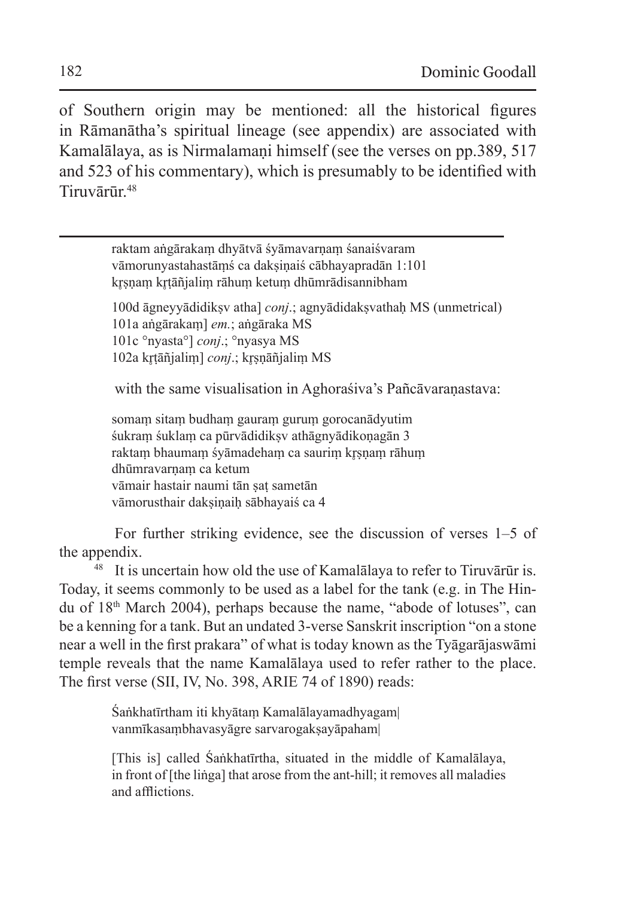of Southern origin may be mentioned: all the historical figures in Rāmanātha's spiritual lineage (see appendix) are associated with Kamalālaya, as is Nirmalamaṇi himself (see the verses on pp.389, 517 and 523 of his commentary), which is presumably to be identified with Tiruvārūr.[48]

---

> raktam aṅgārakaṃ dhyātvā śyāmavarṇaṃ śanaiśvaram
> vāmorunyastahastāṃś ca dakṣiṇaiś cābhayapradān 1:101
> kṛṣṇaṃ kṛtāñjaliṃ rāhuṃ ketuṃ dhūmrādisannibham
>
> 100d āgneyyādidikṣv atha] *conj*.; agnyādidakṣvathaḥ MS (unmetrical)
> 101a aṅgārakaṃ] *em.*; aṅgāraka MS
> 101c °nyasta°] *conj*.; °nyasya MS
> 102a kṛtāñjaliṃ] *conj*.; kṛṣṇāñjaliṃ MS

with the same visualisation in Aghoraśiva's Pañcāvaraṇastava:

> somaṃ sitaṃ budhaṃ gauraṃ guruṃ gorocanādyutim
> śukraṃ śuklaṃ ca pūrvādidikṣv athāgnyādikoṇagān 3
> raktaṃ bhaumaṃ śyāmadehaṃ ca sauriṃ kṛṣṇaṃ rāhuṃ
> dhūmravarṇaṃ ca ketum
> vāmair hastair naumi tān ṣaṭ sametān
> vāmorusthair dakṣiṇaiḥ sābhayaiś ca 4

For further striking evidence, see the discussion of verses 1–5 of the appendix.

[48] It is uncertain how old the use of Kamalālaya to refer to Tiruvārūr is. Today, it seems commonly to be used as a label for the tank (e.g. in The Hindu of 18th March 2004), perhaps because the name, "abode of lotuses", can be a kenning for a tank. But an undated 3-verse Sanskrit inscription "on a stone near a well in the first prakara" of what is today known as the Tyāgarājaswāmi temple reveals that the name Kamalālaya used to refer rather to the place. The first verse (SII, IV, No. 398, ARIE 74 of 1890) reads:

> Śaṅkhatīrtham iti khyātaṃ Kamalālayamadhyagam|
> vanmīkasaṃbhavasyāgre sarvarogakṣayāpaham|
>
> [This is] called Śaṅkhatīrtha, situated in the middle of Kamalālaya, in front of [the liṅga] that arose from the ant-hill; it removes all maladies and afflictions.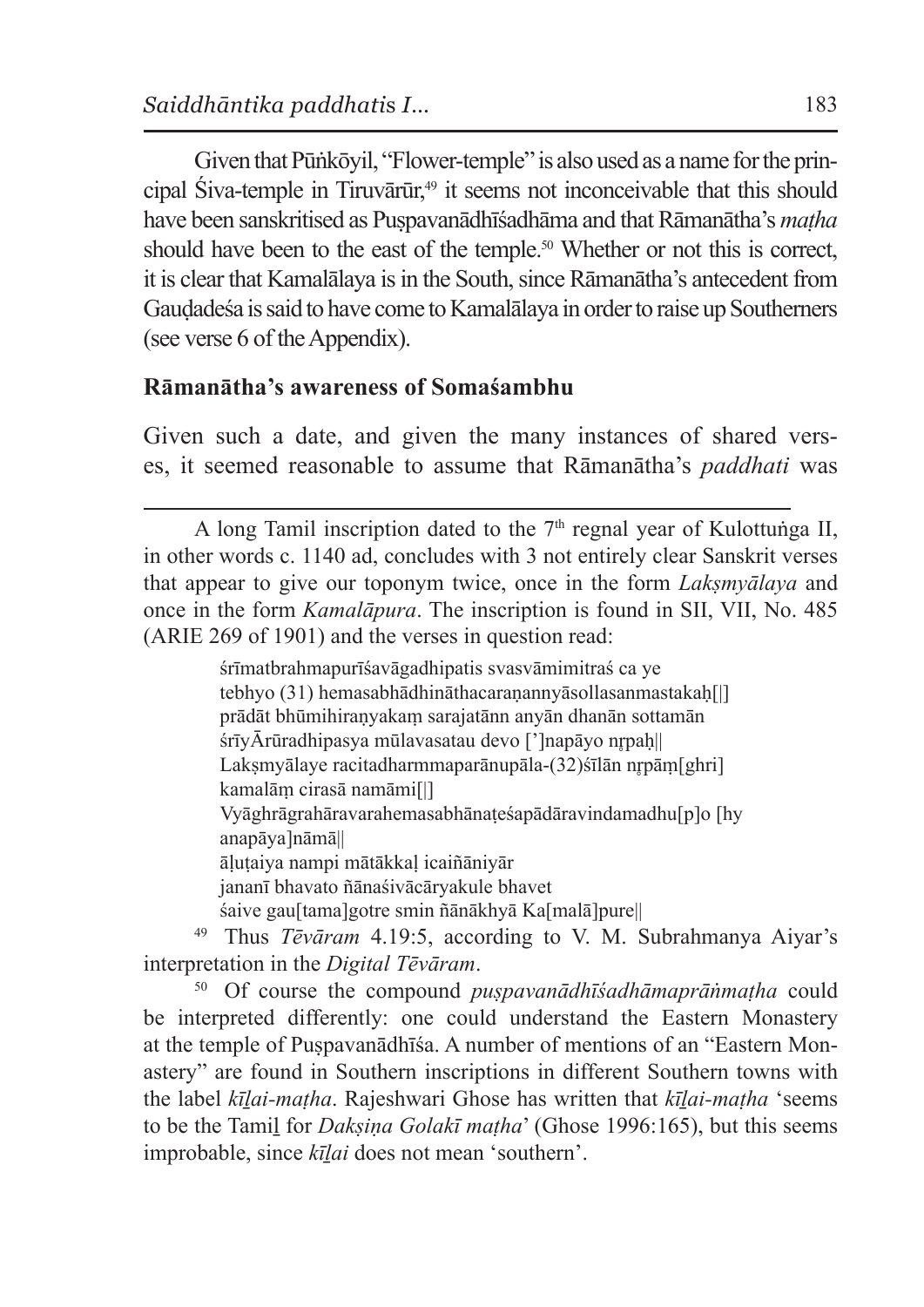Given that Pūṅkōyil, "Flower-temple" is also used as a name for the principal Śiva-temple in Tiruvārūr,[49] it seems not inconceivable that this should have been sanskritised as Puṣpavanādhīśadhāma and that Rāmanātha's *maṭha* should have been to the east of the temple.[50] Whether or not this is correct, it is clear that Kamalālaya is in the South, since Rāmanātha's antecedent from Gauḍadeśa is said to have come to Kamalālaya in order to raise up Southerners (see verse 6 of the Appendix).

## Rāmanātha's awareness of Somaśambhu

Given such a date, and given the many instances of shared verses, it seemed reasonable to assume that Rāmanātha's *paddhati* was

---

A long Tamil inscription dated to the 7th regnal year of Kulottuṅga II, in other words c. 1140 ad, concludes with 3 not entirely clear Sanskrit verses that appear to give our toponym twice, once in the form *Lakṣmyālaya* and once in the form *Kamalāpura*. The inscription is found in SII, VII, No. 485 (ARIE 269 of 1901) and the verses in question read:

> śrīmatbrahmapurīśavāgadhipatis svasvāmimitraś ca ye
> tebhyo (31) hemasabhādhināthacaraṇannyāsollasanmastakaḥ[|]
> prādāt bhūmihiraṇyakaṃ sarajatānn anyān dhanān sottamān
> śrīyĀrūradhipasya mūlavasatau devo [']napāyo nṛpaḥ||
> Lakṣmyālaye racitadharmmaparānupāla-(32)śīlān nṛpāṃ[ghri]
> kamalāṃ cirasā namāmi[|]
> Vyāghrāgrahāravarahemasabhānaṭeśapādāravindamadhu[p]o [hy
> anapāya]nāmā||
> āḷuṭaiya nampi mātākkaḷ icaiñāniyār
> jananī bhavato ñānaśivācāryakule bhavet
> śaive gau[tama]gotre smin ñānākhyā Ka[malā]pure||

[49] Thus *Tēvāram* 4.19:5, according to V. M. Subrahmanya Aiyar's interpretation in the *Digital Tēvāram*.

[50] Of course the compound *puṣpavanādhīśadhāmaprāṅmaṭha* could be interpreted differently: one could understand the Eastern Monastery at the temple of Puṣpavanādhīśa. A number of mentions of an "Eastern Monastery" are found in Southern inscriptions in different Southern towns with the label *kīḻai-maṭha*. Rajeshwari Ghose has written that *kīḻai-maṭha* 'seems to be the Tamiḻ for *Dakṣiṇa Golakī maṭha*' (Ghose 1996:165), but this seems improbable, since *kīḻai* does not mean 'southern'.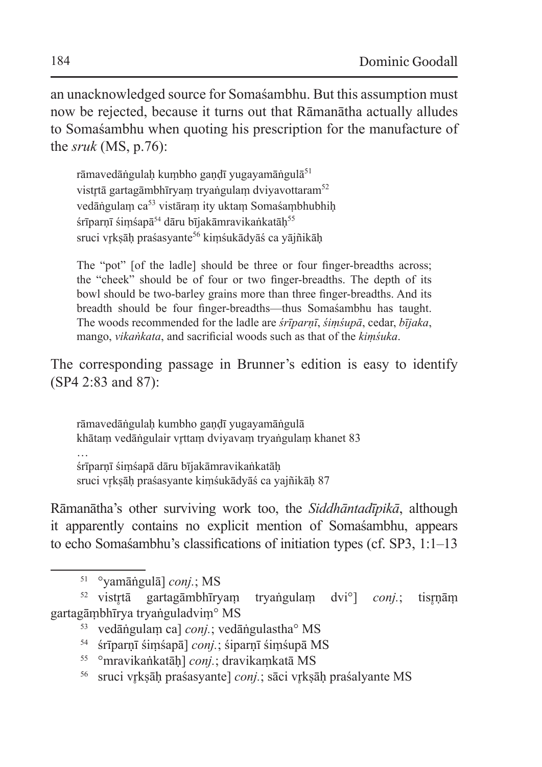an unacknowledged source for Somaśambhu. But this assumption must now be rejected, because it turns out that Rāmanātha actually alludes to Somaśambhu when quoting his prescription for the manufacture of the *sruk* (MS, p.76):

> rāmavedāṅgulaḥ kuṃbho gaṇḍī yugayamāṅgulā[51]
> vistṛtā gartagāmbhīryaṃ tryaṅgulaṃ dviyavottaram[52]
> vedāṅgulaṃ ca[53] vistāraṃ ity uktaṃ Somaśaṃbhubhiḥ
> śrīparṇī śiṃśapā[54] dāru bījakāmravikaṅkatāḥ[55]
> sruci vṛkṣāḥ praśasyante[56] kiṃśukādyāś ca yājñikāḥ

> The "pot" [of the ladle] should be three or four finger-breadths across; the "cheek" should be of four or two finger-breadths. The depth of its bowl should be two-barley grains more than three finger-breadths. And its breadth should be four finger-breadths—thus Somaśambhu has taught. The woods recommended for the ladle are *śrīparṇī*, *śiṃśupā*, cedar, *bījaka*, mango, *vikaṅkata*, and sacrificial woods such as that of the *kiṃśuka*.

The corresponding passage in Brunner's edition is easy to identify (SP4 2:83 and 87):

> rāmavedāṅgulaḥ kumbho gaṇḍī yugayamāṅgulā
> khātaṃ vedāṅgulair vṛttaṃ dviyavaṃ tryaṅgulaṃ khanet 83
> …
> śrīparṇī śiṃśapā dāru bījakāmravikaṅkatāḥ
> sruci vṛkṣāḥ praśasyante kiṃśukādyāś ca yajñikāḥ 87

Rāmanātha's other surviving work too, the *Siddhāntadīpikā*, although it apparently contains no explicit mention of Somaśambhu, appears to echo Somaśambhu's classifications of initiation types (cf. SP3, 1:1–13

---

[51] °yamāṅgulā] *conj.*; MS

[52] vistṛtā gartagāmbhīryaṃ tryaṅgulaṃ dvi°] *conj.*; tisṛṇāṃ gartagāṃbhīrya tryaṅguladviṃ° MS

[53] vedāṅgulaṃ ca] *conj.*; vedāṅgulastha° MS

[54] śrīparṇī śiṃśapā] *conj.*; śiparṇī śiṃśupā MS

[55] °mravikaṅkatāḥ] *conj.*; dravikaṃkatā MS

[56] sruci vṛkṣāḥ praśasyante] *conj.*; sāci vṛkṣāḥ praśalyante MS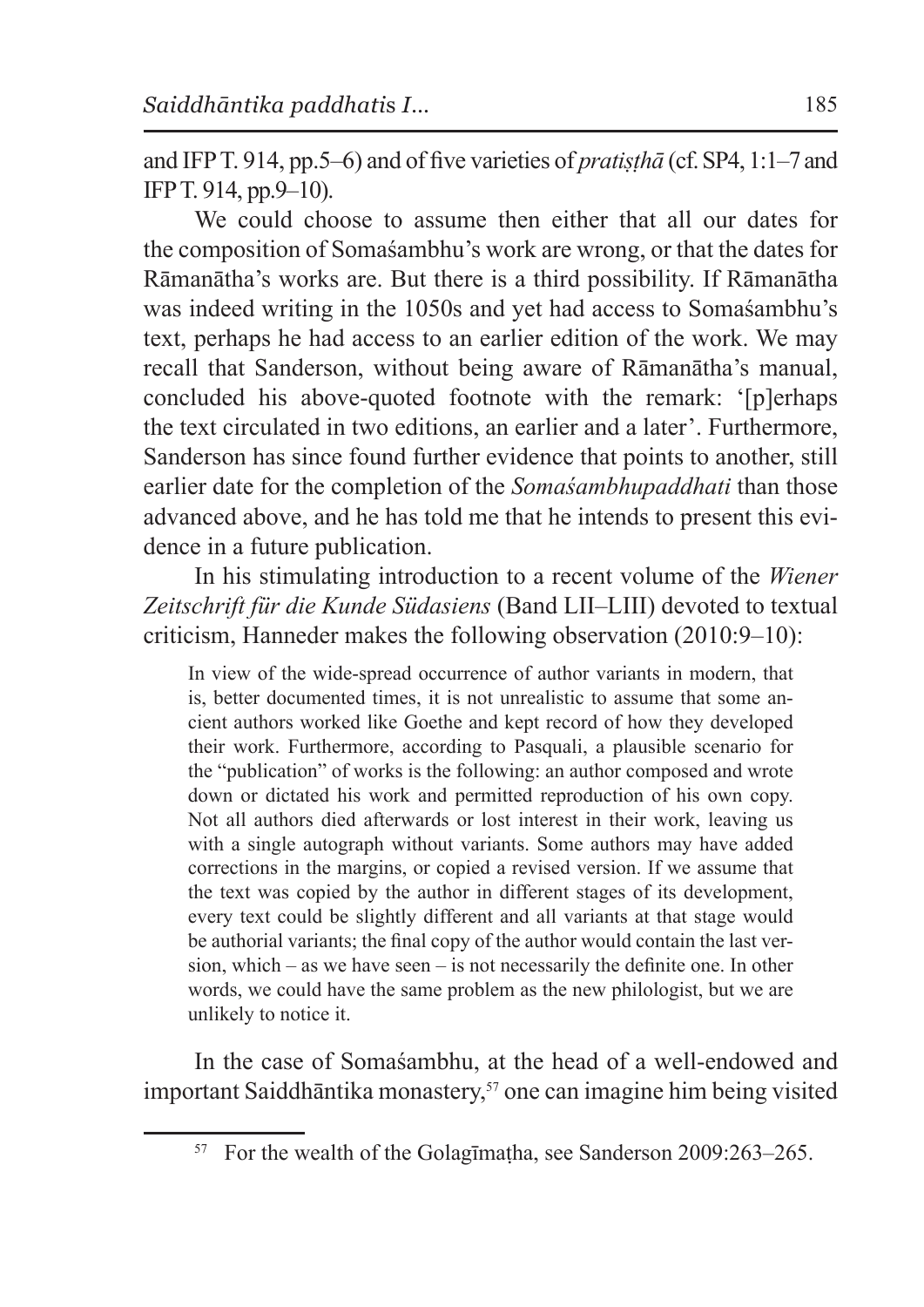and IFP T. 914, pp.5–6) and of five varieties of *pratiṣṭhā* (cf. SP4, 1:1–7 and IFP T. 914, pp.9–10).

We could choose to assume then either that all our dates for the composition of Somaśambhu's work are wrong, or that the dates for Rāmanātha's works are. But there is a third possibility. If Rāmanātha was indeed writing in the 1050s and yet had access to Somaśambhu's text, perhaps he had access to an earlier edition of the work. We may recall that Sanderson, without being aware of Rāmanātha's manual, concluded his above-quoted footnote with the remark: '[p]erhaps the text circulated in two editions, an earlier and a later'. Furthermore, Sanderson has since found further evidence that points to another, still earlier date for the completion of the *Somaśambhupaddhati* than those advanced above, and he has told me that he intends to present this evidence in a future publication.

In his stimulating introduction to a recent volume of the *Wiener Zeitschrift für die Kunde Südasiens* (Band LII–LIII) devoted to textual criticism, Hanneder makes the following observation (2010:9–10):

> In view of the wide-spread occurrence of author variants in modern, that is, better documented times, it is not unrealistic to assume that some ancient authors worked like Goethe and kept record of how they developed their work. Furthermore, according to Pasquali, a plausible scenario for the "publication" of works is the following: an author composed and wrote down or dictated his work and permitted reproduction of his own copy. Not all authors died afterwards or lost interest in their work, leaving us with a single autograph without variants. Some authors may have added corrections in the margins, or copied a revised version. If we assume that the text was copied by the author in different stages of its development, every text could be slightly different and all variants at that stage would be authorial variants; the final copy of the author would contain the last version, which – as we have seen – is not necessarily the definite one. In other words, we could have the same problem as the new philologist, but we are unlikely to notice it.

In the case of Somaśambhu, at the head of a well-endowed and important Saiddhāntika monastery,[57] one can imagine him being visited

[57] For the wealth of the Golagīmaṭha, see Sanderson 2009:263–265.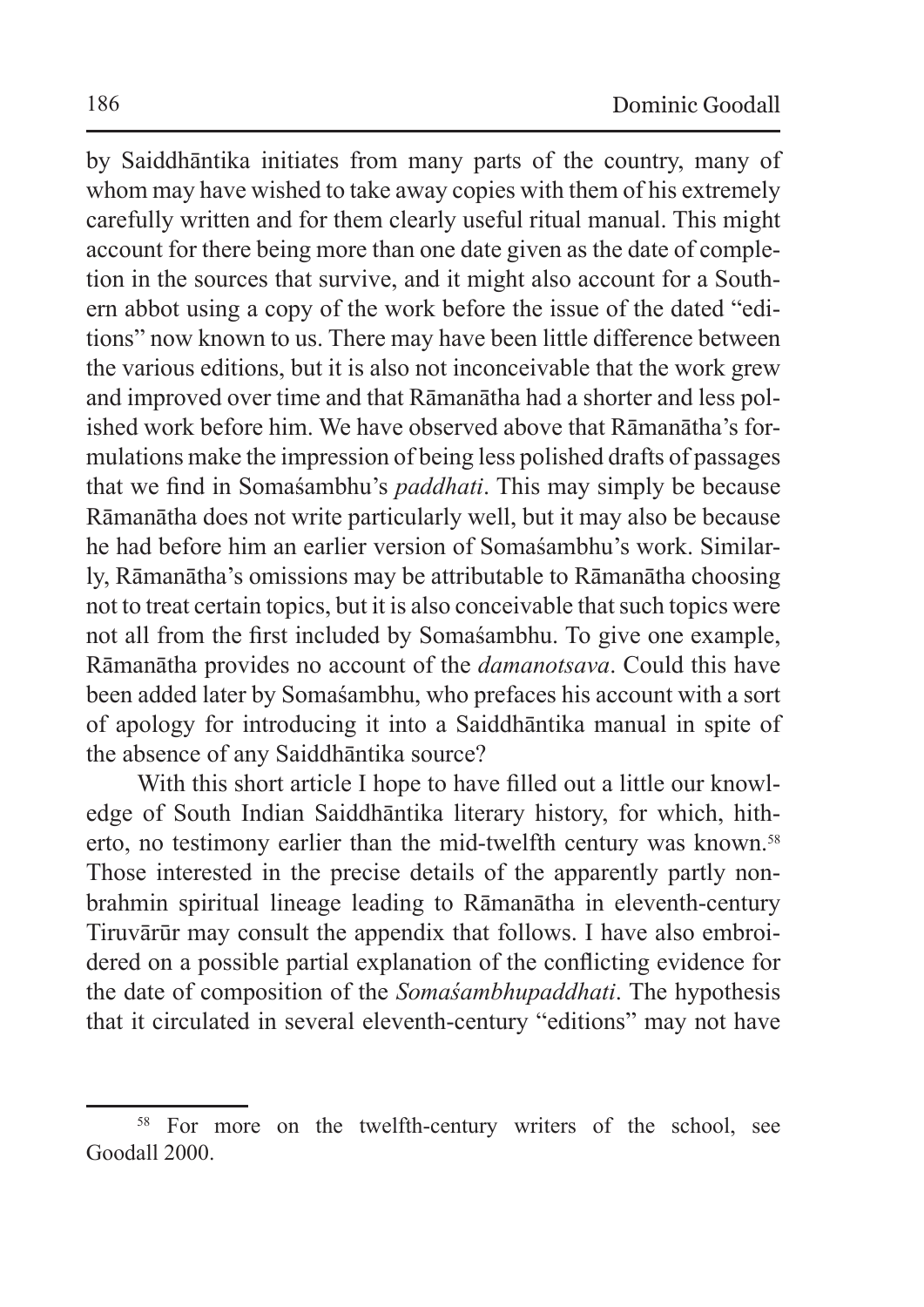by Saiddhāntika initiates from many parts of the country, many of whom may have wished to take away copies with them of his extremely carefully written and for them clearly useful ritual manual. This might account for there being more than one date given as the date of completion in the sources that survive, and it might also account for a Southern abbot using a copy of the work before the issue of the dated "editions" now known to us. There may have been little difference between the various editions, but it is also not inconceivable that the work grew and improved over time and that Rāmanātha had a shorter and less polished work before him. We have observed above that Rāmanātha's formulations make the impression of being less polished drafts of passages that we find in Somaśambhu's *paddhati*. This may simply be because Rāmanātha does not write particularly well, but it may also be because he had before him an earlier version of Somaśambhu's work. Similarly, Rāmanātha's omissions may be attributable to Rāmanātha choosing not to treat certain topics, but it is also conceivable that such topics were not all from the first included by Somaśambhu. To give one example, Rāmanātha provides no account of the *damanotsava*. Could this have been added later by Somaśambhu, who prefaces his account with a sort of apology for introducing it into a Saiddhāntika manual in spite of the absence of any Saiddhāntika source?

With this short article I hope to have filled out a little our knowledge of South Indian Saiddhāntika literary history, for which, hitherto, no testimony earlier than the mid-twelfth century was known.[58] Those interested in the precise details of the apparently partly nonbrahmin spiritual lineage leading to Rāmanātha in eleventh-century Tiruvārūr may consult the appendix that follows. I have also embroidered on a possible partial explanation of the conflicting evidence for the date of composition of the *Somaśambhupaddhati*. The hypothesis that it circulated in several eleventh-century "editions" may not have

[58] For more on the twelfth-century writers of the school, see Goodall 2000.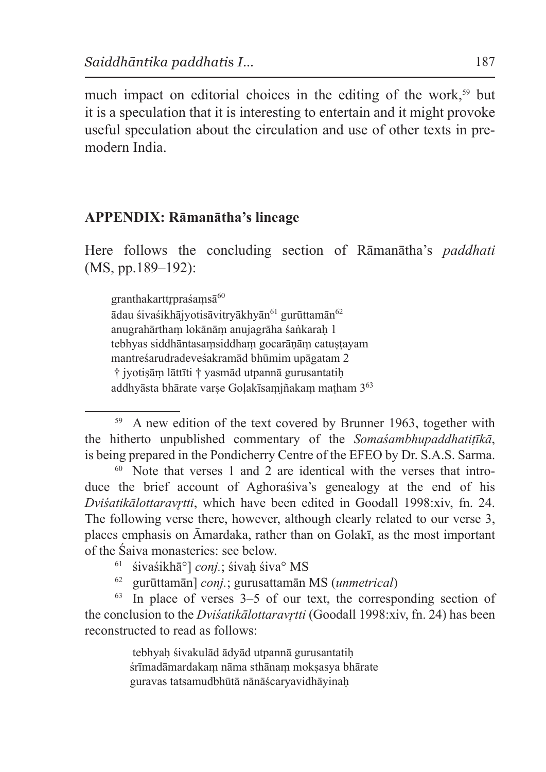much impact on editorial choices in the editing of the work,[59] but it is a speculation that it is interesting to entertain and it might provoke useful speculation about the circulation and use of other texts in pre-modern India.

## APPENDIX: Rāmanātha's lineage

Here follows the concluding section of Rāmanātha's *paddhati* (MS, pp.189–192):

> granthakarttṛpraśaṃsā[60]
> ādau śivaśikhājyotisāvitryākhyān[61] gurūttamān[62]
> anugrahārthaṃ lokānāṃ anujagrāha śaṅkaraḥ 1
> tebhyas siddhāntasaṃsiddhaṃ gocarāṇāṃ catuṣṭayam
> mantreśarudradeveśakramād bhūmim upāgatam 2
> † jyotiṣāṃ lāttīti † yasmād utpannā gurusantatiḥ
> addhyāsta bhārate varṣe Goḷakīsaṃjñakaṃ maṭham 3[63]

---

[59] A new edition of the text covered by Brunner 1963, together with the hitherto unpublished commentary of the *Somaśambhupaddhatiṭīkā*, is being prepared in the Pondicherry Centre of the EFEO by Dr. S.A.S. Sarma.

[60] Note that verses 1 and 2 are identical with the verses that introduce the brief account of Aghoraśiva's genealogy at the end of his *Dviśatikālottaravṛtti*, which have been edited in Goodall 1998:xiv, fn. 24. The following verse there, however, although clearly related to our verse 3, places emphasis on Āmardaka, rather than on Golakī, as the most important of the Śaiva monasteries: see below.

[61] śivaśikhā°] *conj.*; śivaḥ śiva° MS

[62] gurūttamān] *conj.*; gurusattamān MS (*unmetrical*)

[63] In place of verses 3–5 of our text, the corresponding section of the conclusion to the *Dviśatikālottaravṛtti* (Goodall 1998:xiv, fn. 24) has been reconstructed to read as follows:

> tebhyaḥ śivakulād ādyād utpannā gurusantatiḥ
> śrīmadāmardakaṃ nāma sthānaṃ mokṣasya bhārate
> guravas tatsamudbhūtā nānāścaryavidhāyinaḥ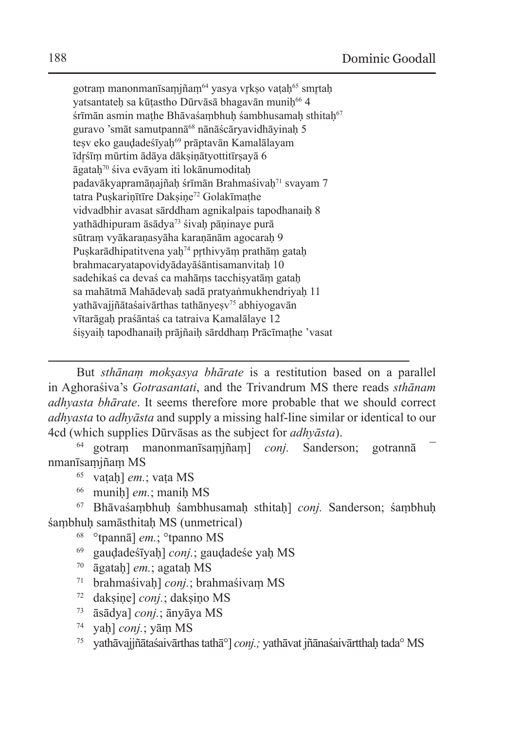gotraṃ manonmanīsaṃjñaṃ[64] yasya vṛkṣo vaṭaḥ[65] smṛtaḥ
yatsantateḥ sa kūṭastho Dūrvāsā bhagavān muniḥ[66] 4
śrīmān asmin maṭhe Bhāvaśaṃbhuḥ śambhusamaḥ sthitaḥ[67]
guravo 'smāt samutpannā[68] nānāścāryavidhāyinaḥ 5
teṣv eko gauḍadeśīyaḥ[69] prāptavān Kamalālayam
īdṛśīṃ mūrtim ādāya dākṣiṇātyottitīrṣayā 6
āgataḥ[70] śiva evāyam iti lokānumoditaḥ
padavākyapramāṇajñaḥ śrīmān Brahmaśivaḥ[71] svayam 7
tatra Puṣkariṇītīre Dakṣiṇe[72] Golakīmaṭhe
vidvadbhir avasat sārddham agnikalpais tapodhanaiḥ 8
yathādhipuram āsādya[73] śivaḥ pāṇinaye purā
sūtraṃ vyākaraṇasyāha karaṇānām agocaraḥ 9
Puṣkarādhipatitvena yaḥ[74] pṛthivyāṃ prathāṃ gataḥ
brahmacaryatapovidyādayāśāntisamanvitaḥ 10
sadehikaś ca devaś ca mahāṃs tacchiṣyatāṃ gataḥ
sa mahātmā Mahādevaḥ sadā pratyaṅmukhendriyaḥ 11
yathāvajjñātaśaivārthas tathānyeṣv[75] abhiyogavān
vītarāgaḥ praśāntaś ca tatraiva Kamalālaye 12
śiṣyaiḥ tapodhanaiḥ prājñaiḥ sārddhaṃ Prācīmaṭhe 'vasat

---

But *sthānaṃ mokṣasya bhārate* is a restitution based on a parallel in Aghoraśiva's *Gotrasantati*, and the Trivandrum MS there reads *sthānam adhyasta bhārate*. It seems therefore more probable that we should correct *adhyasta* to *adhyāsta* and supply a missing half-line similar or identical to our 4cd (which supplies Dūrvāsas as the subject for *adhyāsta*).

[64] gotraṃ manonmanīsaṃjñaṃ] *conj.* Sanderson; gotrannā – nmanīsaṃjñaṃ MS

[65] vaṭaḥ] *em.*; vaṭa MS

[66] muniḥ] *em.*; maniḥ MS

[67] Bhāvaśaṃbhuḥ śambhusamaḥ sthitaḥ] *conj.* Sanderson; śaṃbhuḥ śaṃbhuḥ samāsthitaḥ MS (unmetrical)

[68] °tpannā] *em.*; °tpanno MS

[69] gauḍadeśīyaḥ] *conj.*; gauḍadeśe yaḥ MS

[70] āgataḥ] *em.*; agataḥ MS

[71] brahmaśivaḥ] *conj.*; brahmaśivaṃ MS

[72] dakṣiṇe] *conj.*; dakṣiṇo MS

[73] āsādya] *conj.*; ānyāya MS

[74] yaḥ] *conj.*; yāṃ MS

[75] yathāvajjñātaśaivārthas tathā°] *conj.;* yathāvat jñānaśaivārtthaḥ tada° MS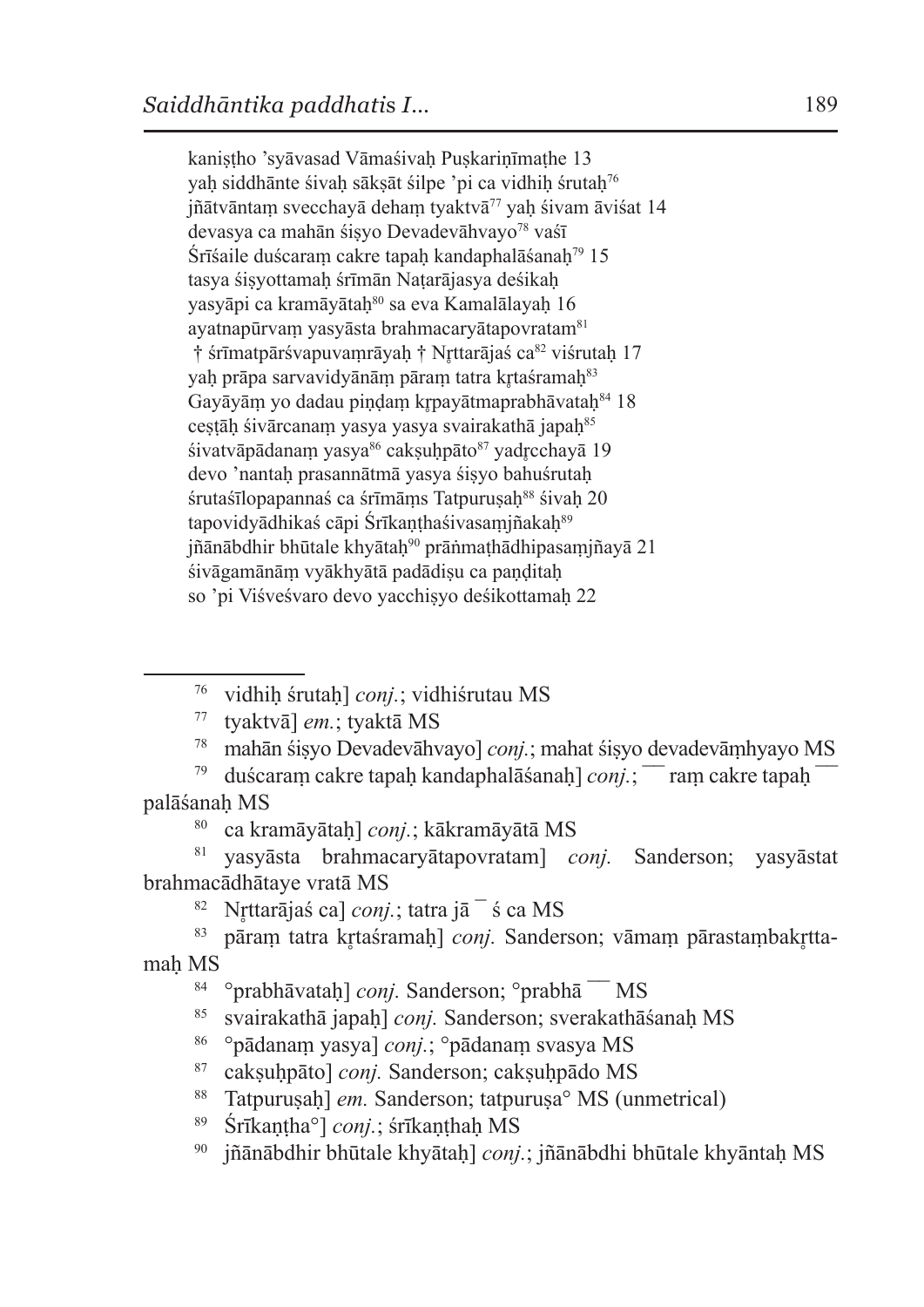kaniṣṭho 'syāvasad Vāmaśivaḥ Puṣkariṇīmaṭhe 13
yaḥ siddhānte śivaḥ sākṣāt śilpe 'pi ca vidhiḥ śrutaḥ[76]
jñātvāntaṃ svecchayā dehaṃ tyaktvā[77] yaḥ śivam āviśat 14
devasya ca mahān śiṣyo Devadevāhvayo[78] vaśī
Śrīśaile duścaraṃ cakre tapaḥ kandaphalāśanaḥ[79] 15
tasya śiṣyottamaḥ śrīmān Naṭarājasya deśikaḥ
yasyāpi ca kramāyātaḥ[80] sa eva Kamalālayaḥ 16
ayatnapūrvaṃ yasyāsta brahmacaryātapovratam[81]
† śrīmatpārśvapuvaṃrāyaḥ † Nṛttarājaś ca[82] viśrutaḥ 17
yaḥ prāpa sarvavidyānāṃ pāraṃ tatra kṛtaśramaḥ[83]
Gayāyāṃ yo dadau piṇḍaṃ kṛpayātmaprabhāvataḥ[84] 18
ceṣṭāḥ śivārcanaṃ yasya yasya svairakathā japaḥ[85]
śivatvāpādanaṃ yasya[86] cakṣuḥpāto[87] yadṛcchayā 19
devo 'nantaḥ prasannātmā yasya śiṣyo bahuśrutaḥ
śrutaśīlopapannaś ca śrīmāṃs Tatpuruṣaḥ[88] śivaḥ 20
tapovidyādhikaś cāpi Śrīkaṇṭhaśivasaṃjñakaḥ[89]
jñānābdhir bhūtale khyātaḥ[90] prāṅmaṭhādhipasaṃjñayā 21
śivāgamānāṃ vyākhyātā padādiṣu ca paṇḍitaḥ
so 'pi Viśveśvaro devo yacchiṣyo deśikottamaḥ 22

---

[76] vidhiḥ śrutaḥ] *conj.*; vidhiśrutau MS
[77] tyaktvā] *em.*; tyaktā MS
[78] mahān śiṣyo Devadevāhvayo] *conj.*; mahat śiṣyo devadevāṃhyayo MS
[79] duścaraṃ cakre tapaḥ kandaphalāśanaḥ] *conj.*; ¯¯ raṃ cakre tapaḥ ¯¯ palāśanaḥ MS
[80] ca kramāyātaḥ] *conj.*; kākramāyātā MS
[81] yasyāsta brahmacaryātapovratam] *conj.* Sanderson; yasyāstat brahmacādhātaye vratā MS
[82] Nṛttarājaś ca] *conj.*; tatra jā ¯ ś ca MS
[83] pāraṃ tatra kṛtaśramaḥ] *conj.* Sanderson; vāmaṃ pārastaṃbakṛttamaḥ MS
[84] °prabhāvataḥ] *conj.* Sanderson; °prabhā ¯¯ MS
[85] svairakathā japaḥ] *conj.* Sanderson; sverakathāśanaḥ MS
[86] °pādanaṃ yasya] *conj.*; °pādanaṃ svasya MS
[87] cakṣuḥpāto] *conj.* Sanderson; cakṣuḥpādo MS
[88] Tatpuruṣaḥ] *em.* Sanderson; tatpuruṣa° MS (unmetrical)
[89] Śrīkaṇṭha°] *conj.*; śrīkaṇṭhaḥ MS
[90] jñānābdhir bhūtale khyātaḥ] *conj.*; jñānābdhi bhūtale khyāntaḥ MS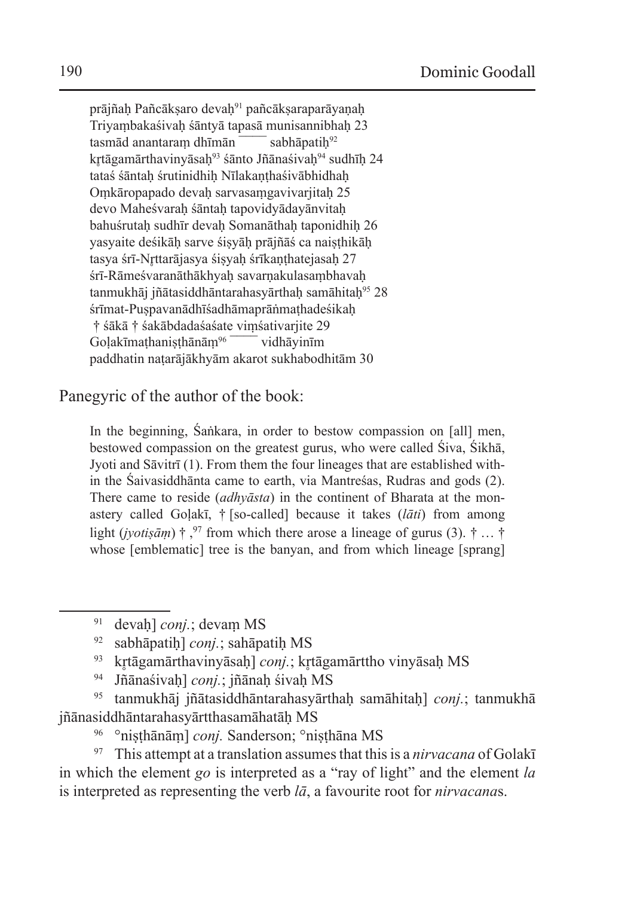prājñaḥ Pañcākṣaro devaḥ[91] pañcākṣaraparāyaṇaḥ
Triyaṃbakaśivaḥ śāntyā tapasā munisannibhaḥ 23
tasmād anantaraṃ dhīmān ⏑⏑⏑⏑ sabhāpatiḥ[92]
kṛtāgamārthavinyāsaḥ[93] śānto Jñānaśivaḥ[94] sudhīḥ 24
tataś śāntaḥ śrutinidhiḥ Nīlakaṇṭhaśivābhidhaḥ
Oṃkāropapado devaḥ sarvasaṃgavivarjitaḥ 25
devo Maheśvaraḥ śāntaḥ tapovidyādayānvitaḥ
bahuśrutaḥ sudhīr devaḥ Somanāthaḥ taponidhiḥ 26
yasyaite deśikāḥ sarve śiṣyāḥ prājñāś ca naiṣṭhikāḥ
tasya śrī-Nṛttarājasya śiṣyaḥ śrīkaṇṭhatejasaḥ 27
śrī-Rāmeśvaranāthākhyaḥ savarṇakulasaṃbhavaḥ
tanmukhāj jñātasiddhāntarahasyārthaḥ samāhitaḥ[95] 28
śrīmat-Puṣpavanādhīśadhāmaprāṅmaṭhadeśikaḥ
† śākā † śakābdadaśaśate viṃśativarjite 29
Goḷakīmaṭhaniṣṭhānāṃ[96] ⏑⏑⏑⏑ vidhāyinīm
paddhatin naṭarājākhyām akarot sukhabodhitām 30

Panegyric of the author of the book:

In the beginning, Śaṅkara, in order to bestow compassion on [all] men, bestowed compassion on the greatest gurus, who were called Śiva, Śikhā, Jyoti and Sāvitrī (1). From them the four lineages that are established within the Śaivasiddhānta came to earth, via Mantreśas, Rudras and gods (2). There came to reside (*adhyāsta*) in the continent of Bharata at the monastery called Goḷakī, † [so-called] because it takes (*lāti*) from among light (*jyotiṣām*) †,[97] from which there arose a lineage of gurus (3). † … † whose [emblematic] tree is the banyan, and from which lineage [sprang]

---

[91] devaḥ] *conj.*; devaṃ MS

[92] sabhāpatiḥ] *conj.*; sahāpatiḥ MS

[93] kṛtāgamārthavinyāsaḥ] *conj.*; kṛtāgamārttho vinyāsaḥ MS

[94] Jñānaśivaḥ] *conj.*; jñānaḥ śivaḥ MS

[95] tanmukhāj jñātasiddhāntarahasyārthaḥ samāhitaḥ] *conj.*; tanmukhā jñānasiddhāntarahasyārtthasamāhatāḥ MS

[96] °niṣṭhānāṃ] *conj.* Sanderson; °niṣṭhāna MS

[97] This attempt at a translation assumes that this is a *nirvacana* of Golakī in which the element *go* is interpreted as a "ray of light" and the element *la* is interpreted as representing the verb *lā*, a favourite root for *nirvacana*s.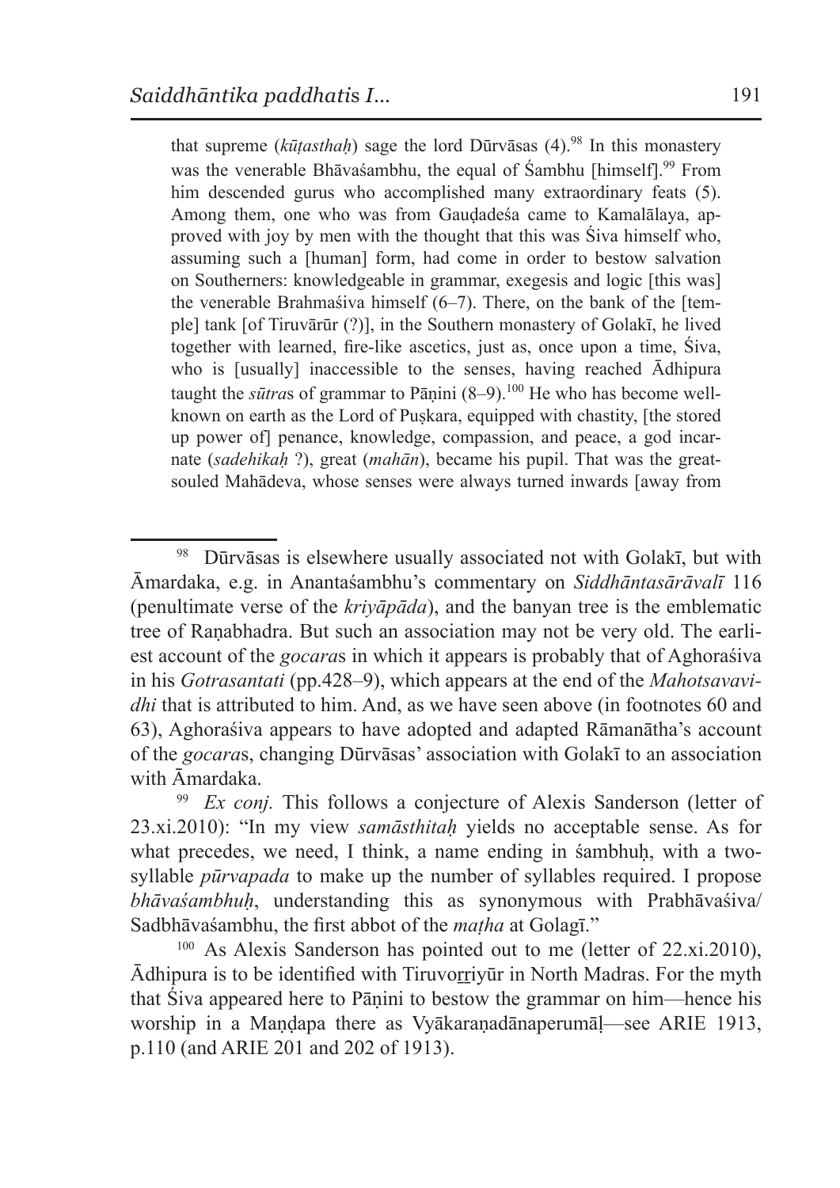that supreme (*kūṭasthaḥ*) sage the lord Dūrvāsas (4).[98] In this monastery was the venerable Bhāvaśambhu, the equal of Śambhu [himself].[99] From him descended gurus who accomplished many extraordinary feats (5). Among them, one who was from Gauḍadeśa came to Kamalālaya, approved with joy by men with the thought that this was Śiva himself who, assuming such a [human] form, had come in order to bestow salvation on Southerners: knowledgeable in grammar, exegesis and logic [this was] the venerable Brahmaśiva himself (6–7). There, on the bank of the [temple] tank [of Tiruvārūr (?)], in the Southern monastery of Golakī, he lived together with learned, fire-like ascetics, just as, once upon a time, Śiva, who is [usually] inaccessible to the senses, having reached Ādhipura taught the *sūtra*s of grammar to Pāṇini (8–9).[100] He who has become well-known on earth as the Lord of Puṣkara, equipped with chastity, [the stored up power of] penance, knowledge, compassion, and peace, a god incarnate (*sadehikaḥ* ?), great (*mahān*), became his pupil. That was the great-souled Mahādeva, whose senses were always turned inwards [away from

---

[98] Dūrvāsas is elsewhere usually associated not with Golakī, but with Āmardaka, e.g. in Anantaśambhu's commentary on *Siddhāntasārāvalī* 116 (penultimate verse of the *kriyāpāda*), and the banyan tree is the emblematic tree of Raṇabhadra. But such an association may not be very old. The earliest account of the *gocara*s in which it appears is probably that of Aghoraśiva in his *Gotrasantati* (pp.428–9), which appears at the end of the *Mahotsavavidhi* that is attributed to him. And, as we have seen above (in footnotes 60 and 63), Aghoraśiva appears to have adopted and adapted Rāmanātha's account of the *gocara*s, changing Dūrvāsas' association with Golakī to an association with Āmardaka.

[99] *Ex conj.* This follows a conjecture of Alexis Sanderson (letter of 23.xi.2010): "In my view *samāsthitaḥ* yields no acceptable sense. As for what precedes, we need, I think, a name ending in śambhuḥ, with a two-syllable *pūrvapada* to make up the number of syllables required. I propose *bhāvaśambhuḥ*, understanding this as synonymous with Prabhāvaśiva/Sadbhāvaśambhu, the first abbot of the *maṭha* at Golagī."

[100] As Alexis Sanderson has pointed out to me (letter of 22.xi.2010), Ādhipura is to be identified with Tiruvoṟṟiyūr in North Madras. For the myth that Śiva appeared here to Pāṇini to bestow the grammar on him—hence his worship in a Maṇḍapa there as Vyākaraṇadānaperumāḷ—see ARIE 1913, p.110 (and ARIE 201 and 202 of 1913).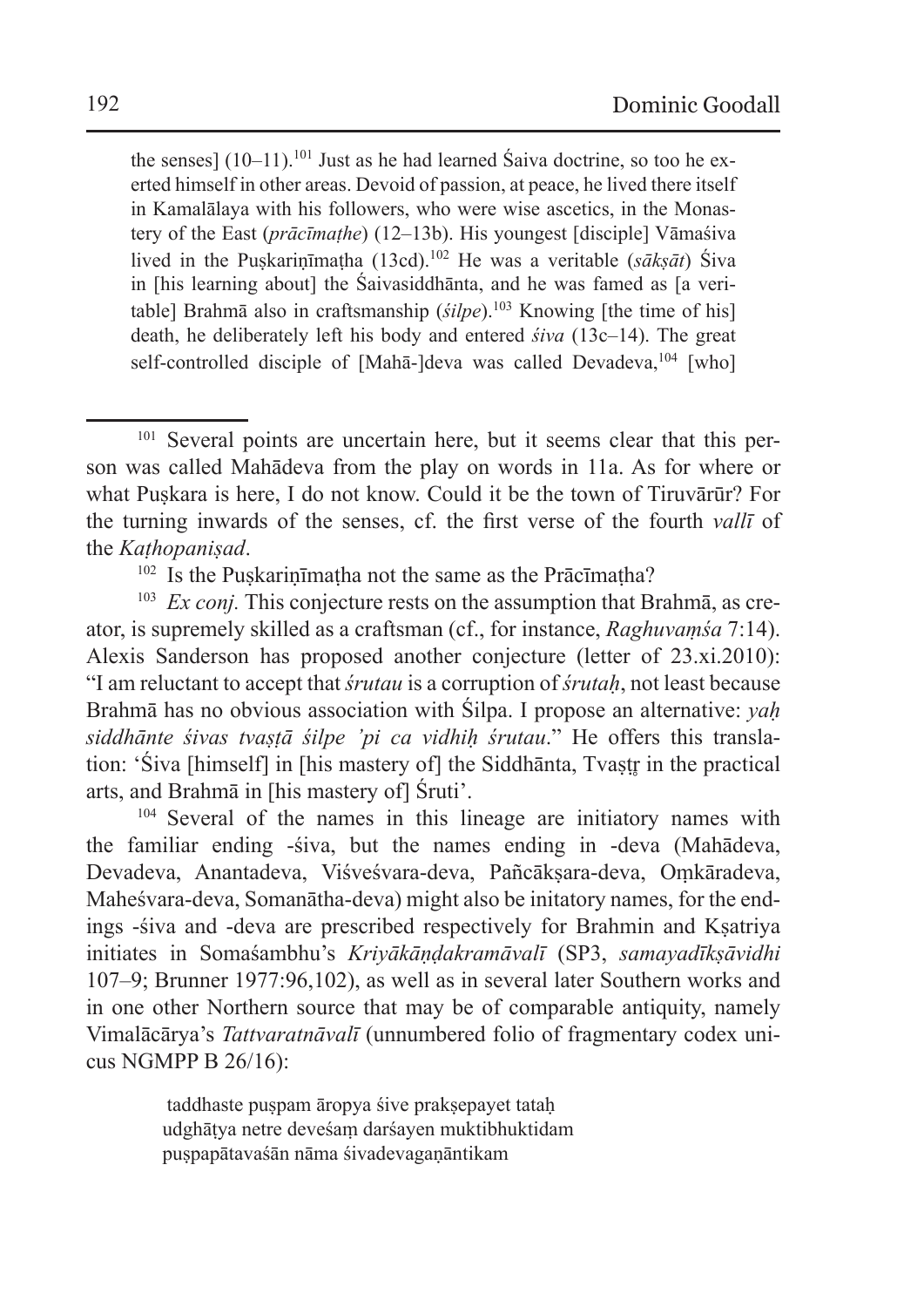the senses] (10–11).[101] Just as he had learned Śaiva doctrine, so too he exerted himself in other areas. Devoid of passion, at peace, he lived there itself in Kamalālaya with his followers, who were wise ascetics, in the Monastery of the East (*prācīmaṭhe*) (12–13b). His youngest [disciple] Vāmaśiva lived in the Puṣkariṇīmaṭha (13cd).[102] He was a veritable (*sākṣāt*) Śiva in [his learning about] the Śaivasiddhānta, and he was famed as [a veritable] Brahmā also in craftsmanship (*śilpe*).[103] Knowing [the time of his] death, he deliberately left his body and entered *śiva* (13c–14). The great self-controlled disciple of [Mahā-]deva was called Devadeva,[104] [who]

---

[101] Several points are uncertain here, but it seems clear that this person was called Mahādeva from the play on words in 11a. As for where or what Puṣkara is here, I do not know. Could it be the town of Tiruvārūr? For the turning inwards of the senses, cf. the first verse of the fourth *vallī* of the *Kaṭhopaniṣad*.

[102] Is the Puṣkariṇīmaṭha not the same as the Prācīmaṭha?

[103] *Ex conj.* This conjecture rests on the assumption that Brahmā, as creator, is supremely skilled as a craftsman (cf., for instance, *Raghuvaṃśa* 7:14). Alexis Sanderson has proposed another conjecture (letter of 23.xi.2010): "I am reluctant to accept that *śrutau* is a corruption of *śrutaḥ*, not least because Brahmā has no obvious association with Śilpa. I propose an alternative: *yaḥ siddhānte śivas tvaṣṭā śilpe 'pi ca vidhiḥ śrutau*." He offers this translation: 'Śiva [himself] in [his mastery of] the Siddhānta, Tvaṣṭṛ in the practical arts, and Brahmā in [his mastery of] Śruti'.

[104] Several of the names in this lineage are initiatory names with the familiar ending -śiva, but the names ending in -deva (Mahādeva, Devadeva, Anantadeva, Viśveśvara-deva, Pañcākṣara-deva, Oṃkāradeva, Maheśvara-deva, Somanātha-deva) might also be initatory names, for the endings -śiva and -deva are prescribed respectively for Brahmin and Kṣatriya initiates in Somaśambhu's *Kriyākāṇḍakramāvalī* (SP3, *samayadīkṣāvidhi* 107–9; Brunner 1977:96,102), as well as in several later Southern works and in one other Northern source that may be of comparable antiquity, namely Vimalācārya's *Tattvaratnāvalī* (unnumbered folio of fragmentary codex unicus NGMPP B 26/16):

> taddhaste puṣpam āropya śive prakṣepayet tataḥ
> udghāṭya netre deveśaṃ darśayen muktibhuktidam
> puṣpapātavaśān nāma śivadevagaṇāntikam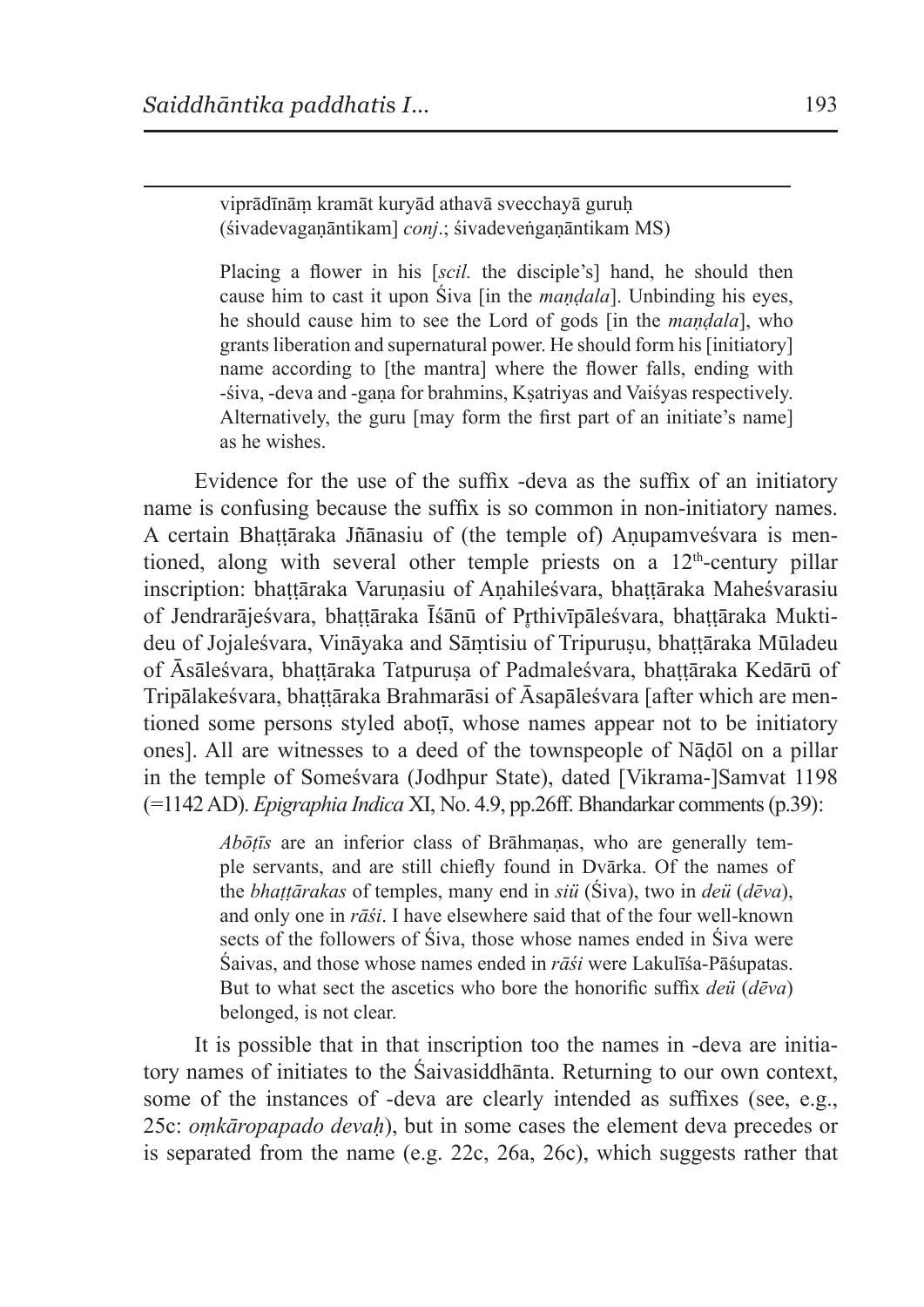viprādīnāṃ kramāt kuryād athavā svecchayā guruḥ
(śivadevagaṇāntikam] *conj*.; śivadeveṅgaṇāntikam MS)

> Placing a flower in his [*scil.* the disciple's] hand, he should then cause him to cast it upon Śiva [in the *maṇḍala*]. Unbinding his eyes, he should cause him to see the Lord of gods [in the *maṇḍala*], who grants liberation and supernatural power. He should form his [initiatory] name according to [the mantra] where the flower falls, ending with -śiva, -deva and -gaṇa for brahmins, Kṣatriyas and Vaiśyas respectively. Alternatively, the guru [may form the first part of an initiate's name] as he wishes.

Evidence for the use of the suffix -deva as the suffix of an initiatory name is confusing because the suffix is so common in non-initiatory names. A certain Bhaṭṭāraka Jñānasiu of (the temple of) Aṇupamveśvara is mentioned, along with several other temple priests on a 12th-century pillar inscription: bhaṭṭāraka Varuṇasiu of Aṇahileśvara, bhaṭṭāraka Maheśvarasiu of Jendrarājeśvara, bhaṭṭāraka Īśānū of Pṛthivīpāleśvara, bhaṭṭāraka Muktideu of Jojaleśvara, Vināyaka and Sāṃtisiu of Tripuruṣu, bhaṭṭāraka Mūladeu of Āsāleśvara, bhaṭṭāraka Tatpuruṣa of Padmaleśvara, bhaṭṭāraka Kedārū of Tripālakeśvara, bhaṭṭāraka Brahmarāsi of Āsapāleśvara [after which are mentioned some persons styled aboṭī, whose names appear not to be initiatory ones]. All are witnesses to a deed of the townspeople of Nāḍōl on a pillar in the temple of Someśvara (Jodhpur State), dated [Vikrama-]Samvat 1198 (=1142 AD). *Epigraphia Indica* XI, No. 4.9, pp.26ff. Bhandarkar comments (p.39):

> *Abōṭīs* are an inferior class of Brāhmaṇas, who are generally temple servants, and are still chiefly found in Dvārka. Of the names of the *bhaṭṭārakas* of temples, many end in *siü* (Śiva), two in *deü* (*dēva*), and only one in *rāśi*. I have elsewhere said that of the four well-known sects of the followers of Śiva, those whose names ended in Śiva were Śaivas, and those whose names ended in *rāśi* were Lakulīśa-Pāśupatas. But to what sect the ascetics who bore the honorific suffix *deü* (*dēva*) belonged, is not clear.

It is possible that in that inscription too the names in -deva are initiatory names of initiates to the Śaivasiddhānta. Returning to our own context, some of the instances of -deva are clearly intended as suffixes (see, e.g., 25c: *oṃkāropapado devaḥ*), but in some cases the element deva precedes or is separated from the name (e.g. 22c, 26a, 26c), which suggests rather that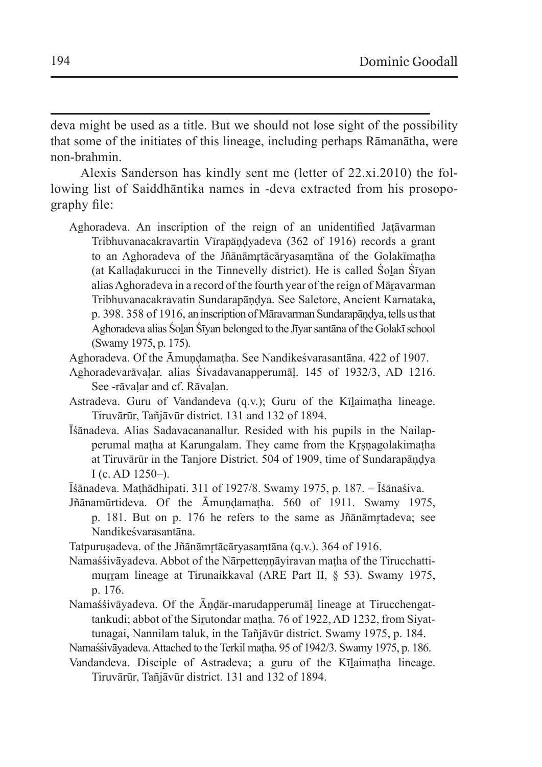deva might be used as a title. But we should not lose sight of the possibility that some of the initiates of this lineage, including perhaps Rāmanātha, were non-brahmin.

Alexis Sanderson has kindly sent me (letter of 22.xi.2010) the following list of Saiddhāntika names in -deva extracted from his prosopography file:

> Aghoradeva. An inscription of the reign of an unidentified Jaṭāvarman Tribhuvanacakravartin Vīrapāṇḍyadeva (362 of 1916) records a grant to an Aghoradeva of the Jñānāmṛtācāryasaṃtāna of the Golakīmaṭha (at Kallaḍakurucci in the Tinnevelly district). He is called Śoḻan Śīyan alias Aghoradeva in a record of the fourth year of the reign of Māṟavarman Tribhuvanacakravatin Sundarapāṇḍya. See Saletore, Ancient Karnataka, p. 398. 358 of 1916, an inscription of Māravarman Sundarapāṇḍya, tells us that Aghoradeva alias Śoḻan Śīyan belonged to the Jīyar santāna of the Golakī school (Swamy 1975, p. 175).
>
> Aghoradeva. Of the Āmuṇḍamaṭha. See Nandikeśvarasantāna. 422 of 1907.
>
> Aghoradevarāvaḷar. alias Śivadavanapperumāḷ. 145 of 1932/3, AD 1216. See -rāvaḷar and cf. Rāvaḷan.
>
> Astradeva. Guru of Vandandeva (q.v.); Guru of the Kīḻaimaṭha lineage. Tiruvārūr, Tañjāvūr district. 131 and 132 of 1894.
>
> Īśānadeva. Alias Sadavacananallur. Resided with his pupils in the Nailapperumal maṭha at Karungalam. They came from the Kṛṣṇagolakimaṭha at Tiruvārūr in the Tanjore District. 504 of 1909, time of Sundarapāṇḍya I (c. AD 1250–).
>
> Īśānadeva. Maṭhādhipati. 311 of 1927/8. Swamy 1975, p. 187. = Īśānaśiva.
>
> Jñānamūrtideva. Of the Āmuṇḍamaṭha. 560 of 1911. Swamy 1975, p. 181. But on p. 176 he refers to the same as Jñānāmṛtadeva; see Nandikeśvarasantāna.
>
> Tatpuruṣadeva. of the Jñānāmṛtācāryasaṃtāna (q.v.). 364 of 1916.
>
> Namaśśivāyadeva. Abbot of the Nārpetteṇṇāyiravan maṭha of the Tirucchattimuṟṟam lineage at Tirunaikkaval (ARE Part II, § 53). Swamy 1975, p. 176.
>
> Namaśśivāyadeva. Of the Āṇḍār-marudapperumāḷ lineage at Tirucchengattankudi; abbot of the Siṟutondar maṭha. 76 of 1922, AD 1232, from Siyattunagai, Nannilam taluk, in the Tañjāvūr district. Swamy 1975, p. 184.
>
> Namaśśivāyadeva. Attached to the Terkil maṭha. 95 of 1942/3. Swamy 1975, p. 186.
>
> Vandandeva. Disciple of Astradeva; a guru of the Kīḻaimaṭha lineage. Tiruvārūr, Tañjāvūr district. 131 and 132 of 1894.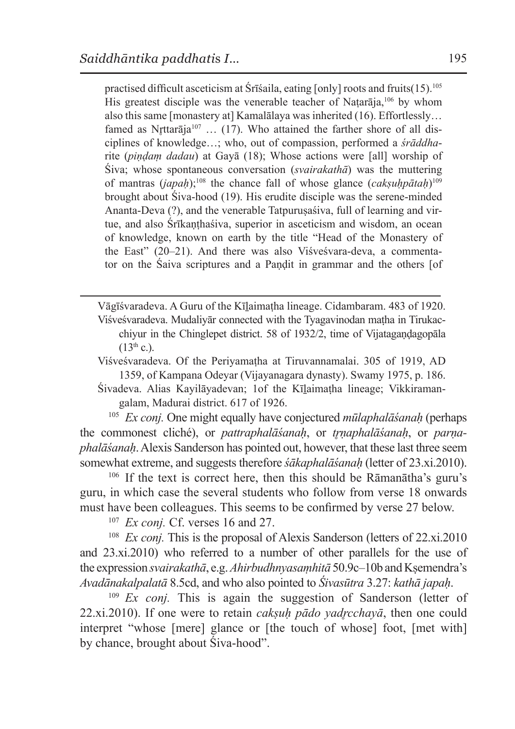practised difficult asceticism at Śrīśaila, eating [only] roots and fruits(15).[105] His greatest disciple was the venerable teacher of Naṭarāja,[106] by whom also this same [monastery at] Kamalālaya was inherited (16). Effortlessly… famed as Nṛttarāja[107] … (17). Who attained the farther shore of all disciplines of knowledge…; who, out of compassion, performed a *śrāddha*-rite (*piṇḍaṃ dadau*) at Gayā (18); Whose actions were [all] worship of Śiva; whose spontaneous conversation (*svairakathā*) was the muttering of mantras (*japaḥ*);[108] the chance fall of whose glance (*cakṣuḥpātaḥ*)[109] brought about Śiva-hood (19). His erudite disciple was the serene-minded Ananta-Deva (?), and the venerable Tatpuruṣaśiva, full of learning and virtue, and also Śrīkaṇṭhaśiva, superior in asceticism and wisdom, an ocean of knowledge, known on earth by the title "Head of the Monastery of the East" (20–21). And there was also Viśveśvara-deva, a commentator on the Śaiva scriptures and a Paṇḍit in grammar and the others [of

---

Vāgīśvaradeva. A Guru of the Kīḻaimaṭha lineage. Cidambaram. 483 of 1920.

Viśveśvaradeva. Mudaliyār connected with the Tyagavinodan maṭha in Tirukacchiyur in the Chinglepet district. 58 of 1932/2, time of Vijatagaṇḍagopāla ($13^{th}$ c.).

Viśveśvaradeva. Of the Periyamaṭha at Tiruvannamalai. 305 of 1919, AD 1359, of Kampana Odeyar (Vijayanagara dynasty). Swamy 1975, p. 186.

Śivadeva. Alias Kayilāyadevan; 1of the Kīḻaimaṭha lineage; Vikkiramangalam, Madurai district. 617 of 1926.

[105] *Ex conj.* One might equally have conjectured *mūlaphalāśanaḥ* (perhaps the commonest cliché), or *pattraphalāśanaḥ*, or *tṛṇaphalāśanaḥ*, or *parṇaphalāśanaḥ*. Alexis Sanderson has pointed out, however, that these last three seem somewhat extreme, and suggests therefore *śākaphalāśanaḥ* (letter of 23.xi.2010).

[106] If the text is correct here, then this should be Rāmanātha's guru's guru, in which case the several students who follow from verse 18 onwards must have been colleagues. This seems to be confirmed by verse 27 below.

[107] *Ex conj.* Cf. verses 16 and 27.

[108] *Ex conj.* This is the proposal of Alexis Sanderson (letters of 22.xi.2010 and 23.xi.2010) who referred to a number of other parallels for the use of the expression *svairakathā*, e.g. *Ahirbudhnyasaṃhitā* 50.9c–10b and Kṣemendra's *Avadānakalpalatā* 8.5cd, and who also pointed to *Śivasūtra* 3.27: *kathā japaḥ*.

[109] *Ex conj.* This is again the suggestion of Sanderson (letter of 22.xi.2010). If one were to retain *cakṣuḥ pādo yadṛcchayā*, then one could interpret "whose [mere] glance or [the touch of whose] foot, [met with] by chance, brought about Śiva-hood".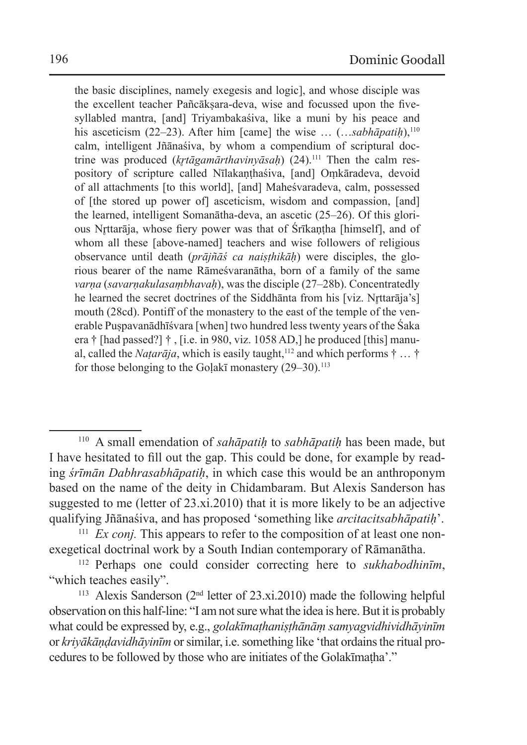the basic disciplines, namely exegesis and logic], and whose disciple was the excellent teacher Pañcākṣara-deva, wise and focussed upon the five-syllabled mantra, [and] Triyambakaśiva, like a muni by his peace and his asceticism (22–23). After him [came] the wise … (…*sabhāpatiḥ*),[110] calm, intelligent Jñānaśiva, by whom a compendium of scriptural doctrine was produced (*kṛtāgamārthavinyāsaḥ*) (24).[111] Then the calm respository of scripture called Nīlakaṇṭhaśiva, [and] Oṃkāradeva, devoid of all attachments [to this world], [and] Maheśvaradeva, calm, possessed of [the stored up power of] asceticism, wisdom and compassion, [and] the learned, intelligent Somanātha-deva, an ascetic (25–26). Of this glorious Nṛttarāja, whose fiery power was that of Śrīkaṇṭha [himself], and of whom all these [above-named] teachers and wise followers of religious observance until death (*prājñāś ca naiṣṭhikāḥ*) were disciples, the glorious bearer of the name Rāmeśvaranātha, born of a family of the same *varṇa* (*savarṇakulasaṃbhavaḥ*), was the disciple (27–28b). Concentratedly he learned the secret doctrines of the Siddhānta from his [viz. Nṛttarāja's] mouth (28cd). Pontiff of the monastery to the east of the temple of the venerable Puṣpavanādhīśvara [when] two hundred less twenty years of the Śaka era † [had passed?] † , [i.e. in 980, viz. 1058 AD,] he produced [this] manual, called the *Naṭarāja*, which is easily taught,[112] and which performs † … † for those belonging to the Goḷakī monastery (29–30).[113]

---

[110] A small emendation of *sahāpatiḥ* to *sabhāpatiḥ* has been made, but I have hesitated to fill out the gap. This could be done, for example by reading *śrīmān Dabhrasabhāpatiḥ*, in which case this would be an anthroponym based on the name of the deity in Chidambaram. But Alexis Sanderson has suggested to me (letter of 23.xi.2010) that it is more likely to be an adjective qualifying Jñānaśiva, and has proposed 'something like *arcitacitsabhāpatiḥ*'.

[111] *Ex conj.* This appears to refer to the composition of at least one non-exegetical doctrinal work by a South Indian contemporary of Rāmanātha.

[112] Perhaps one could consider correcting here to *sukhabodhinīm*, "which teaches easily".

[113] Alexis Sanderson (2nd letter of 23.xi.2010) made the following helpful observation on this half-line: "I am not sure what the idea is here. But it is probably what could be expressed by, e.g., *golakīmaṭhaniṣṭhānāṃ samyagvidhividhāyinīm* or *kriyākāṇḍavidhāyinīm* or similar, i.e. something like 'that ordains the ritual procedures to be followed by those who are initiates of the Golakīmaṭha'."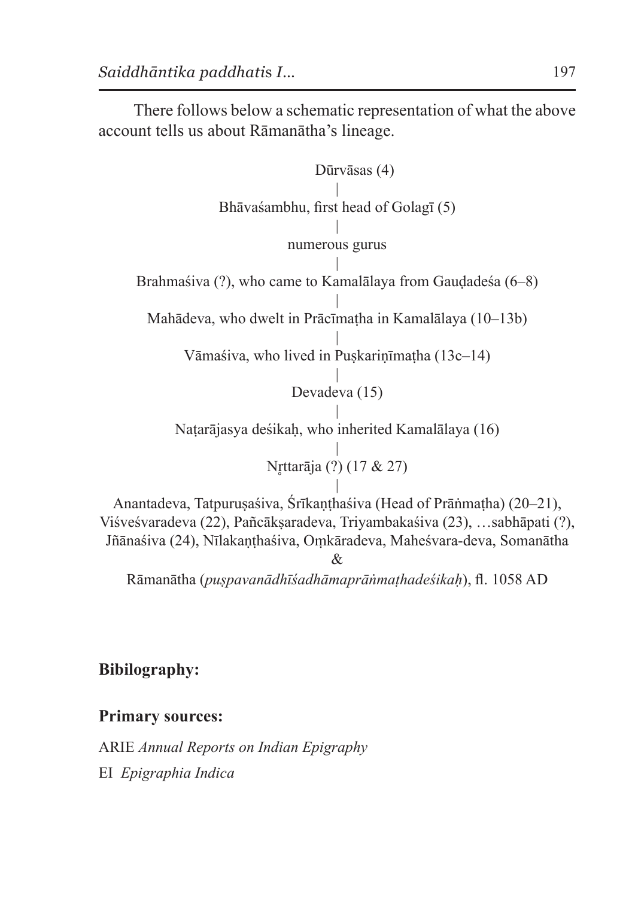There follows below a schematic representation of what the above account tells us about Rāmanātha's lineage.

Dūrvāsas (4)
|
Bhāvaśambhu, first head of Golagī (5)
|
numerous gurus
|
Brahmaśiva (?), who came to Kamalālaya from Gauḍadeśa (6–8)
|
Mahādeva, who dwelt in Prācīmaṭha in Kamalālaya (10–13b)
|
Vāmaśiva, who lived in Puṣkariṇīmaṭha (13c–14)
|
Devadeva (15)
|
Naṭarājasya deśikaḥ, who inherited Kamalālaya (16)
|
Nṛttarāja (?) (17 & 27)
|
Anantadeva, Tatpuruṣaśiva, Śrīkaṇṭhaśiva (Head of Prāṅmaṭha) (20–21), Viśveśvaradeva (22), Pañcākṣaradeva, Triyambakaśiva (23), …sabhāpati (?), Jñānaśiva (24), Nīlakaṇṭhaśiva, Oṃkāradeva, Maheśvara-deva, Somanātha
&
Rāmanātha (*puṣpavanādhīśadhāmaprāṅmaṭhadeśikaḥ*), fl. 1058 AD

**Bibilography:**

**Primary sources:**

ARIE *Annual Reports on Indian Epigraphy*

EI *Epigraphia Indica*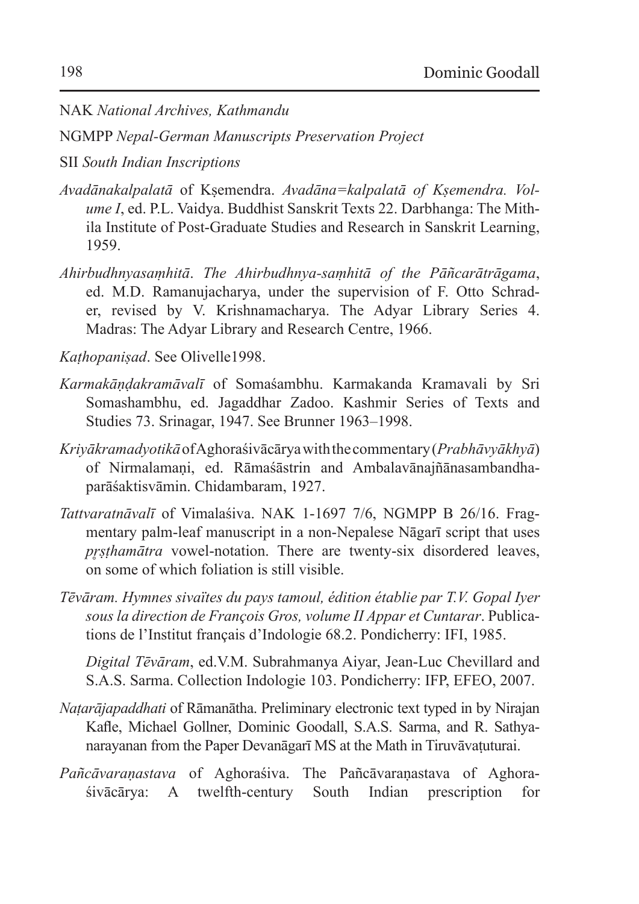NAK *National Archives, Kathmandu*

NGMPP *Nepal-German Manuscripts Preservation Project*

SII *South Indian Inscriptions*

*Avadānakalpalatā* of Kṣemendra. *Avadāna=kalpalatā of Kṣemendra. Volume I*, ed. P.L. Vaidya. Buddhist Sanskrit Texts 22. Darbhanga: The Mithila Institute of Post-Graduate Studies and Research in Sanskrit Learning, 1959.

*Ahirbudhnyasaṃhitā*. *The Ahirbudhnya-saṃhitā of the Pāñcarātrāgama*, ed. M.D. Ramanujacharya, under the supervision of F. Otto Schrader, revised by V. Krishnamacharya. The Adyar Library Series 4. Madras: The Adyar Library and Research Centre, 1966.

*Kaṭhopaniṣad*. See Olivelle1998.

*Karmakāṇḍakramāvalī* of Somaśambhu. Karmakanda Kramavali by Sri Somashambhu, ed. Jagaddhar Zadoo. Kashmir Series of Texts and Studies 73. Srinagar, 1947. See Brunner 1963–1998.

*Kriyākramadyotikā* of Aghoraśivācārya with the commentary (*Prabhāvyākhyā*) of Nirmalamaṇi, ed. Rāmaśāstrin and Ambalavānajñānasambandhaparāśaktisvāmin. Chidambaram, 1927.

*Tattvaratnāvalī* of Vimalaśiva. NAK 1-1697 7/6, NGMPP B 26/16. Fragmentary palm-leaf manuscript in a non-Nepalese Nāgarī script that uses *pṛṣṭhamātra* vowel-notation. There are twenty-six disordered leaves, on some of which foliation is still visible.

*Tēvāram. Hymnes sivaïtes du pays tamoul, édition établie par T.V. Gopal Iyer sous la direction de François Gros, volume II Appar et Cuntarar*. Publications de l'Institut français d'Indologie 68.2. Pondicherry: IFI, 1985.

*Digital Tēvāram*, ed.V.M. Subrahmanya Aiyar, Jean-Luc Chevillard and S.A.S. Sarma. Collection Indologie 103. Pondicherry: IFP, EFEO, 2007.

*Naṭarājapaddhati* of Rāmanātha. Preliminary electronic text typed in by Nirajan Kafle, Michael Gollner, Dominic Goodall, S.A.S. Sarma, and R. Sathyanarayanan from the Paper Devanāgarī MS at the Math in Tiruvāvaṭuturai.

*Pañcāvaraṇastava* of Aghoraśiva. The Pañcāvaraṇastava of Aghoraśivācārya: A twelfth-century South Indian prescription for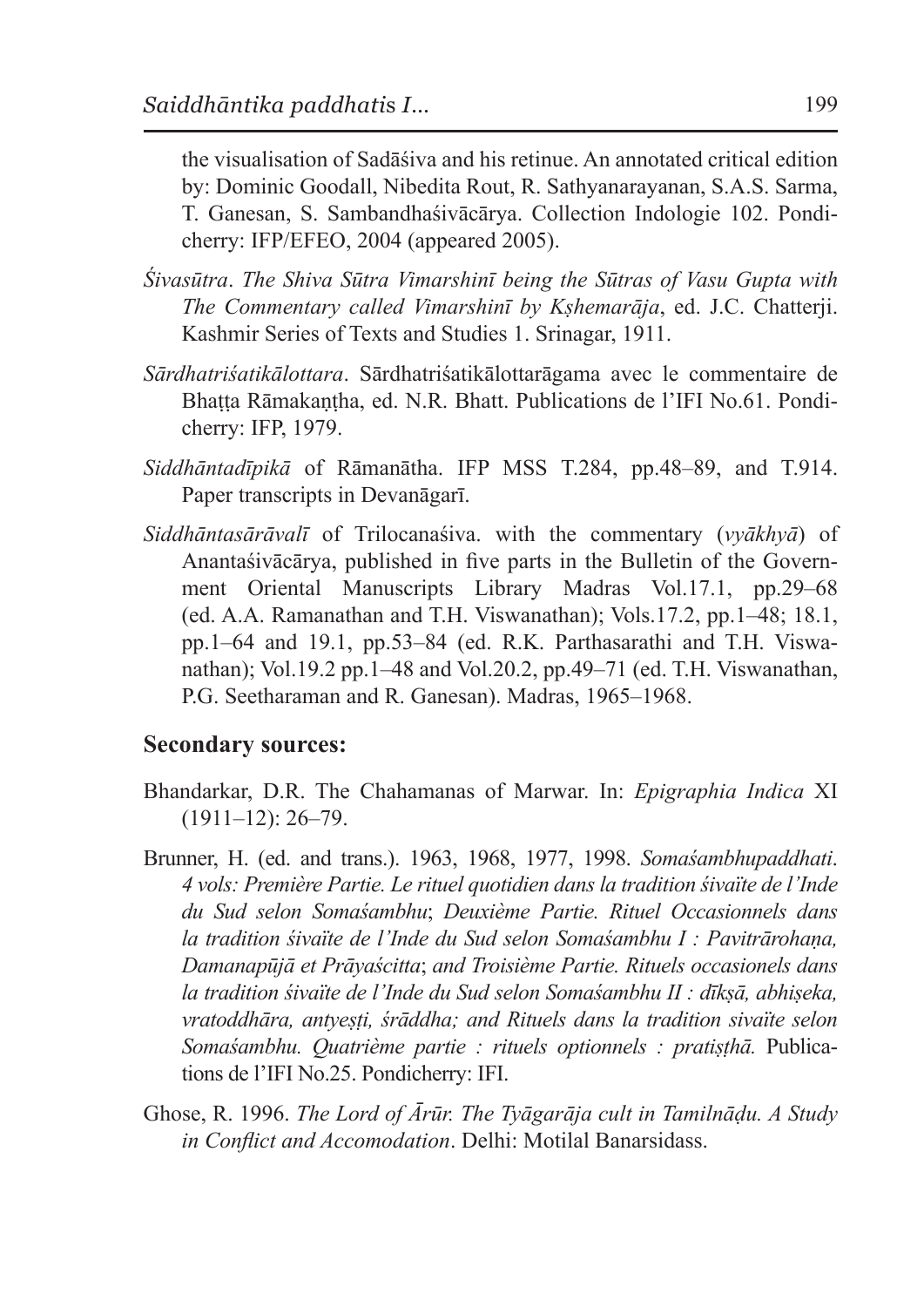the visualisation of Sadāśiva and his retinue. An annotated critical edition by: Dominic Goodall, Nibedita Rout, R. Sathyanarayanan, S.A.S. Sarma, T. Ganesan, S. Sambandhaśivācārya. Collection Indologie 102. Pondicherry: IFP/EFEO, 2004 (appeared 2005).

*Śivasūtra*. *The Shiva Sūtra Vimarshinī being the Sūtras of Vasu Gupta with The Commentary called Vimarshinī by Kṣhemarāja*, ed. J.C. Chatterji. Kashmir Series of Texts and Studies 1. Srinagar, 1911.

*Sārdhatriśatikālottara*. Sārdhatriśatikālottarāgama avec le commentaire de Bhaṭṭa Rāmakaṇṭha, ed. N.R. Bhatt. Publications de l'IFI No.61. Pondicherry: IFP, 1979.

*Siddhāntadīpikā* of Rāmanātha. IFP MSS T.284, pp.48–89, and T.914. Paper transcripts in Devanāgarī.

*Siddhāntasārāvalī* of Trilocanaśiva. with the commentary (*vyākhyā*) of Anantaśivācārya, published in five parts in the Bulletin of the Government Oriental Manuscripts Library Madras Vol.17.1, pp.29–68 (ed. A.A. Ramanathan and T.H. Viswanathan); Vols.17.2, pp.1–48; 18.1, pp.1–64 and 19.1, pp.53–84 (ed. R.K. Parthasarathi and T.H. Viswanathan); Vol.19.2 pp.1–48 and Vol.20.2, pp.49–71 (ed. T.H. Viswanathan, P.G. Seetharaman and R. Ganesan). Madras, 1965–1968.

## Secondary sources:

Bhandarkar, D.R. The Chahamanas of Marwar. In: *Epigraphia Indica* XI (1911–12): 26–79.

Brunner, H. (ed. and trans.). 1963, 1968, 1977, 1998. *Somaśambhupaddhati. 4 vols: Première Partie. Le rituel quotidien dans la tradition śivaïte de l'Inde du Sud selon Somaśambhu*; *Deuxième Partie. Rituel Occasionnels dans la tradition śivaïte de l'Inde du Sud selon Somaśambhu I : Pavitrārohaṇa, Damanapūjā et Prāyaścitta*; *and Troisième Partie. Rituels occasionels dans la tradition śivaïte de l'Inde du Sud selon Somaśambhu II : dīkṣā, abhiṣeka, vratoddhāra, antyeṣṭi, śrāddha; and Rituels dans la tradition sivaïte selon Somaśambhu. Quatrième partie : rituels optionnels : pratiṣṭhā.* Publications de l'IFI No.25. Pondicherry: IFI.

Ghose, R. 1996. *The Lord of Ārūr. The Tyāgarāja cult in Tamilnāḍu. A Study in Conflict and Accomodation*. Delhi: Motilal Banarsidass.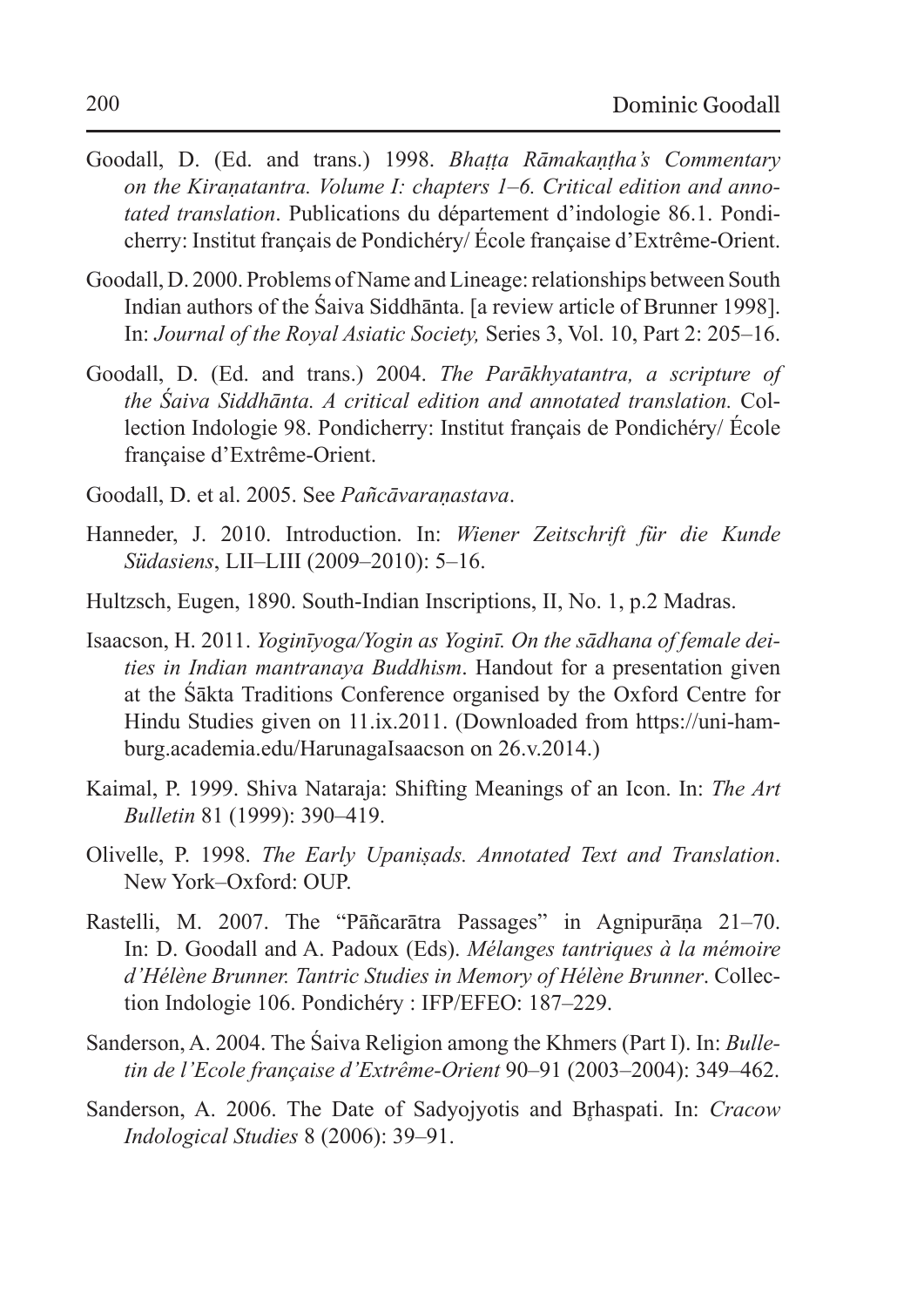Goodall, D. (Ed. and trans.) 1998. *Bhaṭṭa Rāmakaṇṭha's Commentary on the Kiraṇatantra. Volume I: chapters 1–6. Critical edition and annotated translation*. Publications du département d'indologie 86.1. Pondicherry: Institut français de Pondichéry/ École française d'Extrême-Orient.

Goodall, D. 2000. Problems of Name and Lineage: relationships between South Indian authors of the Śaiva Siddhānta. [a review article of Brunner 1998]. In: *Journal of the Royal Asiatic Society,* Series 3, Vol. 10, Part 2: 205–16.

Goodall, D. (Ed. and trans.) 2004. *The Parākhyatantra, a scripture of the Śaiva Siddhānta. A critical edition and annotated translation.* Collection Indologie 98. Pondicherry: Institut français de Pondichéry/ École française d'Extrême-Orient.

Goodall, D. et al. 2005. See *Pañcāvaraṇastava*.

Hanneder, J. 2010. Introduction. In: *Wiener Zeitschrift für die Kunde Südasiens*, LII–LIII (2009–2010): 5–16.

Hultzsch, Eugen, 1890. South-Indian Inscriptions, II, No. 1, p.2 Madras.

Isaacson, H. 2011. *Yoginīyoga/Yogin as Yoginī. On the sādhana of female deities in Indian mantranaya Buddhism*. Handout for a presentation given at the Śākta Traditions Conference organised by the Oxford Centre for Hindu Studies given on 11.ix.2011. (Downloaded from https://uni-hamburg.academia.edu/HarunagaIsaacson on 26.v.2014.)

Kaimal, P. 1999. Shiva Nataraja: Shifting Meanings of an Icon. In: *The Art Bulletin* 81 (1999): 390–419.

Olivelle, P. 1998. *The Early Upaniṣads. Annotated Text and Translation*. New York–Oxford: OUP.

Rastelli, M. 2007. The "Pāñcarātra Passages" in Agnipurāṇa 21–70. In: D. Goodall and A. Padoux (Eds). *Mélanges tantriques à la mémoire d'Hélène Brunner. Tantric Studies in Memory of Hélène Brunner*. Collection Indologie 106. Pondichéry : IFP/EFEO: 187–229.

Sanderson, A. 2004. The Śaiva Religion among the Khmers (Part I). In: *Bulletin de l'Ecole française d'Extrême-Orient* 90–91 (2003–2004): 349–462.

Sanderson, A. 2006. The Date of Sadyojyotis and Bṛhaspati. In: *Cracow Indological Studies* 8 (2006): 39–91.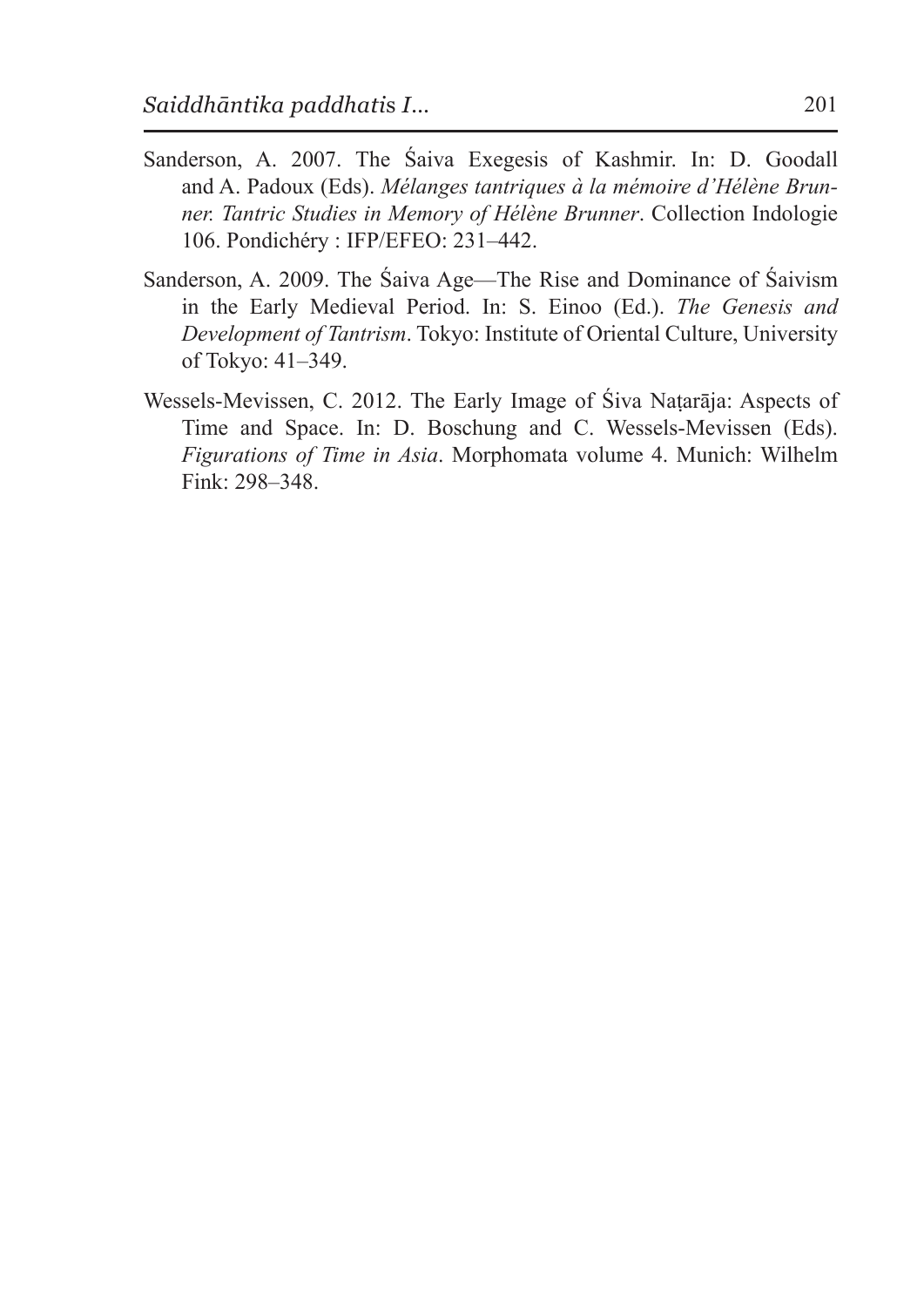Sanderson, A. 2007. The Śaiva Exegesis of Kashmir. In: D. Goodall and A. Padoux (Eds). *Mélanges tantriques à la mémoire d'Hélène Brunner. Tantric Studies in Memory of Hélène Brunner*. Collection Indologie 106. Pondichéry : IFP/EFEO: 231–442.

Sanderson, A. 2009. The Śaiva Age—The Rise and Dominance of Śaivism in the Early Medieval Period. In: S. Einoo (Ed.). *The Genesis and Development of Tantrism*. Tokyo: Institute of Oriental Culture, University of Tokyo: 41–349.

Wessels-Mevissen, C. 2012. The Early Image of Śiva Naṭarāja: Aspects of Time and Space. In: D. Boschung and C. Wessels-Mevissen (Eds). *Figurations of Time in Asia*. Morphomata volume 4. Munich: Wilhelm Fink: 298–348.